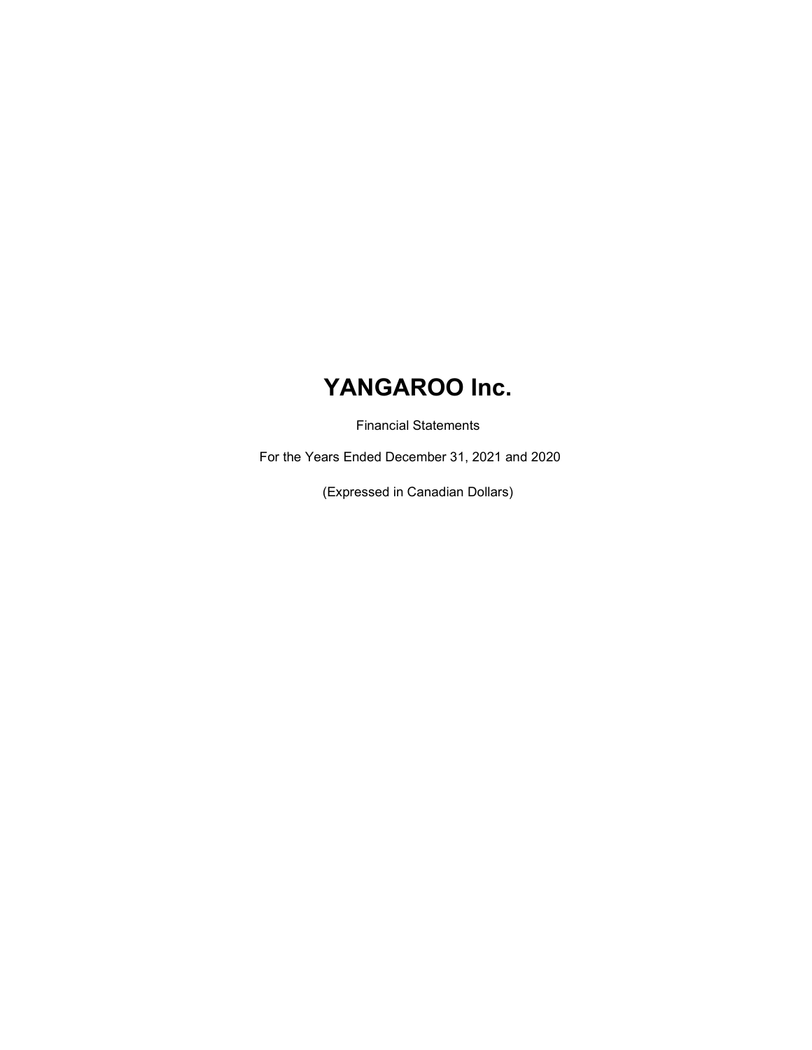# YANGAROO Inc.

Financial Statements

For the Years Ended December 31, 2021 and 2020

(Expressed in Canadian Dollars)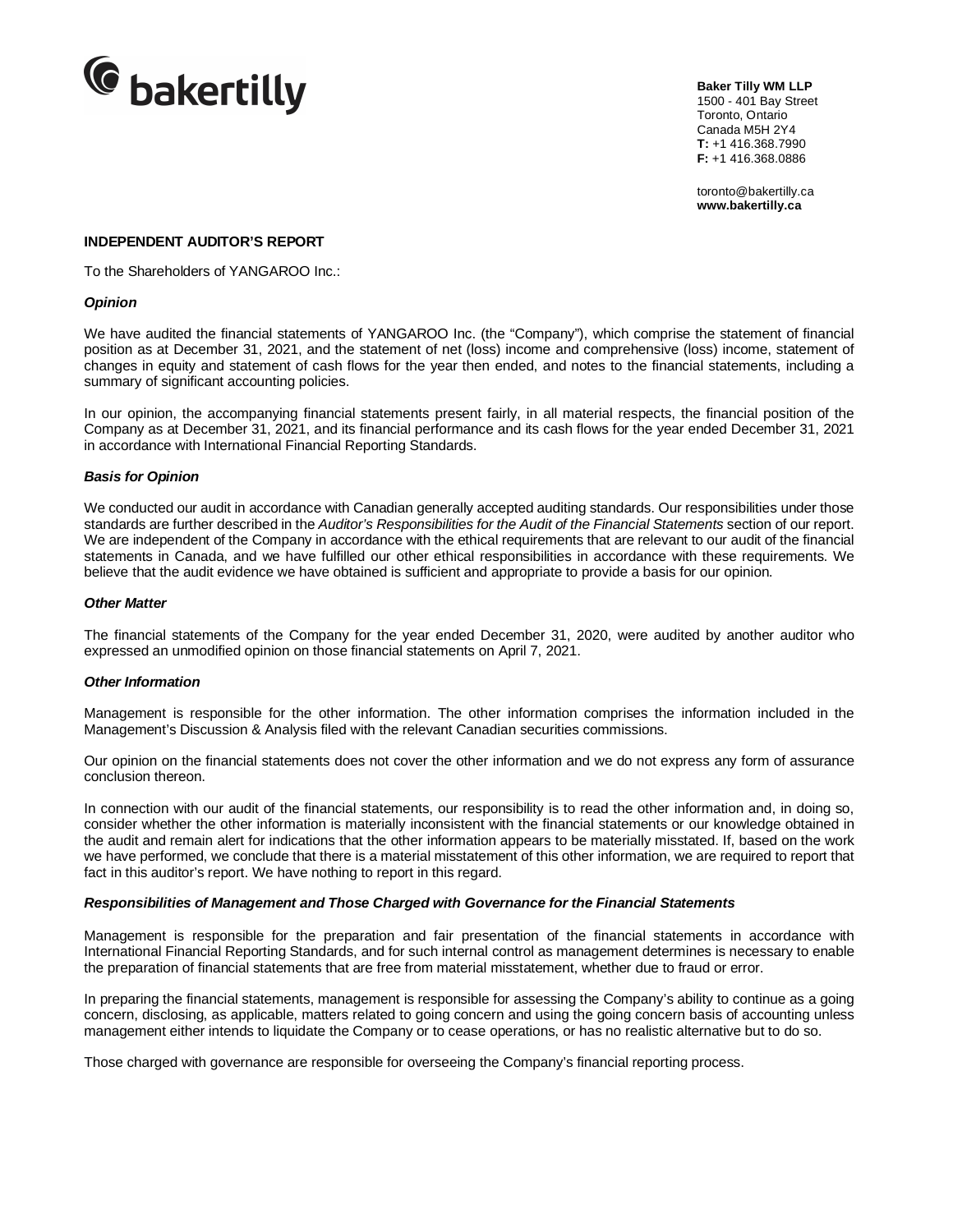**Baker Tilly WM LLP**
1500 - 401 Bay Street
Toronto, Ontario
Canada M5H 2Y4
**T:** +1 416.368.7990
**F:** +1 416.368.0886

toronto@bakertilly.ca
**www.bakertilly.ca**

**INDEPENDENT AUDITOR'S REPORT**

To the Shareholders of YANGAROO Inc.:

***Opinion***

We have audited the financial statements of YANGAROO Inc. (the "Company"), which comprise the statement of financial position as at December 31, 2021, and the statement of net (loss) income and comprehensive (loss) income, statement of changes in equity and statement of cash flows for the year then ended, and notes to the financial statements, including a summary of significant accounting policies.

In our opinion, the accompanying financial statements present fairly, in all material respects, the financial position of the Company as at December 31, 2021, and its financial performance and its cash flows for the year ended December 31, 2021 in accordance with International Financial Reporting Standards.

***Basis for Opinion***

We conducted our audit in accordance with Canadian generally accepted auditing standards. Our responsibilities under those standards are further described in the *Auditor's Responsibilities for the Audit of the Financial Statements* section of our report. We are independent of the Company in accordance with the ethical requirements that are relevant to our audit of the financial statements in Canada, and we have fulfilled our other ethical responsibilities in accordance with these requirements. We believe that the audit evidence we have obtained is sufficient and appropriate to provide a basis for our opinion.

***Other Matter***

The financial statements of the Company for the year ended December 31, 2020, were audited by another auditor who expressed an unmodified opinion on those financial statements on April 7, 2021.

***Other Information***

Management is responsible for the other information. The other information comprises the information included in the Management's Discussion & Analysis filed with the relevant Canadian securities commissions.

Our opinion on the financial statements does not cover the other information and we do not express any form of assurance conclusion thereon.

In connection with our audit of the financial statements, our responsibility is to read the other information and, in doing so, consider whether the other information is materially inconsistent with the financial statements or our knowledge obtained in the audit and remain alert for indications that the other information appears to be materially misstated. If, based on the work we have performed, we conclude that there is a material misstatement of this other information, we are required to report that fact in this auditor's report. We have nothing to report in this regard.

***Responsibilities of Management and Those Charged with Governance for the Financial Statements***

Management is responsible for the preparation and fair presentation of the financial statements in accordance with International Financial Reporting Standards, and for such internal control as management determines is necessary to enable the preparation of financial statements that are free from material misstatement, whether due to fraud or error.

In preparing the financial statements, management is responsible for assessing the Company's ability to continue as a going concern, disclosing, as applicable, matters related to going concern and using the going concern basis of accounting unless management either intends to liquidate the Company or to cease operations, or has no realistic alternative but to do so.

Those charged with governance are responsible for overseeing the Company's financial reporting process.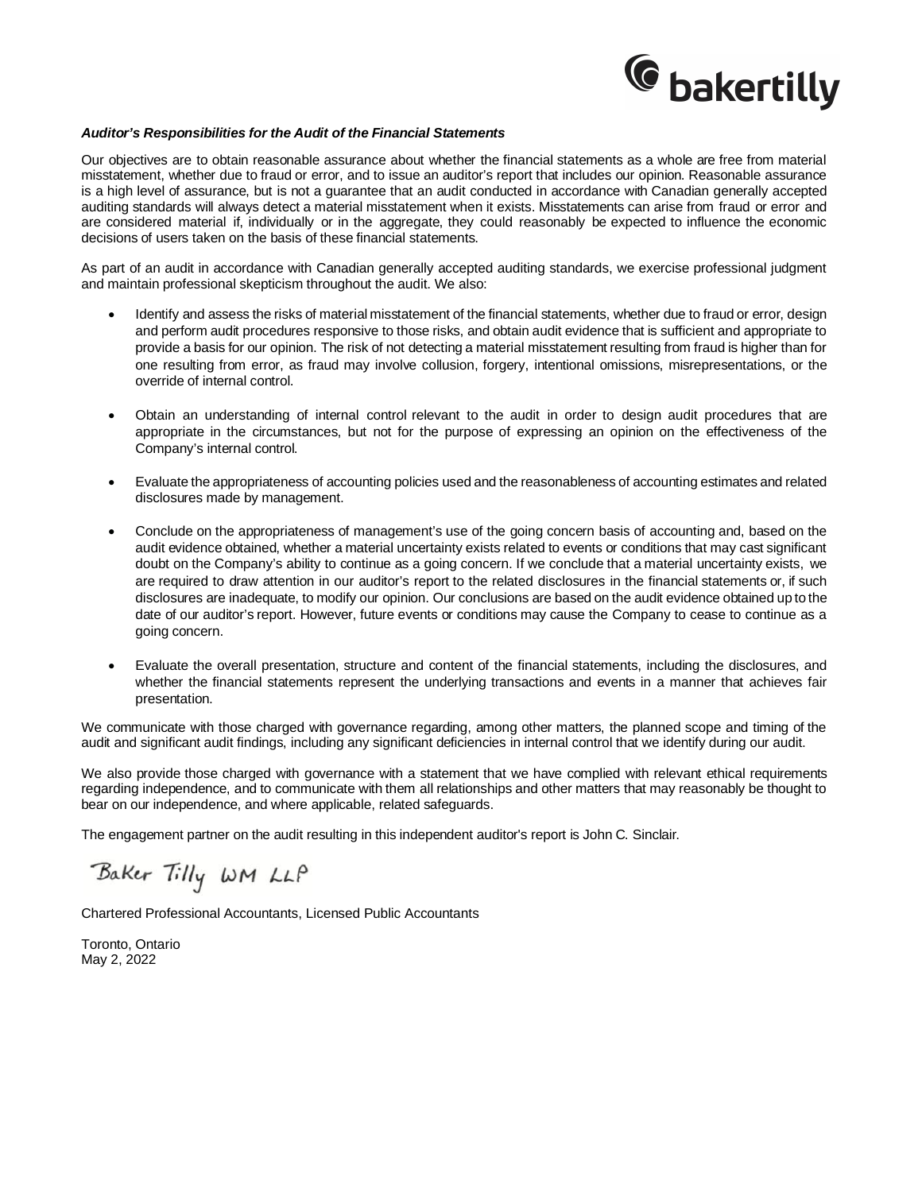***Auditor's Responsibilities for the Audit of the Financial Statements***

Our objectives are to obtain reasonable assurance about whether the financial statements as a whole are free from material misstatement, whether due to fraud or error, and to issue an auditor's report that includes our opinion. Reasonable assurance is a high level of assurance, but is not a guarantee that an audit conducted in accordance with Canadian generally accepted auditing standards will always detect a material misstatement when it exists. Misstatements can arise from fraud or error and are considered material if, individually or in the aggregate, they could reasonably be expected to influence the economic decisions of users taken on the basis of these financial statements.

As part of an audit in accordance with Canadian generally accepted auditing standards, we exercise professional judgment and maintain professional skepticism throughout the audit. We also:

- Identify and assess the risks of material misstatement of the financial statements, whether due to fraud or error, design and perform audit procedures responsive to those risks, and obtain audit evidence that is sufficient and appropriate to provide a basis for our opinion. The risk of not detecting a material misstatement resulting from fraud is higher than for one resulting from error, as fraud may involve collusion, forgery, intentional omissions, misrepresentations, or the override of internal control.

- Obtain an understanding of internal control relevant to the audit in order to design audit procedures that are appropriate in the circumstances, but not for the purpose of expressing an opinion on the effectiveness of the Company's internal control.

- Evaluate the appropriateness of accounting policies used and the reasonableness of accounting estimates and related disclosures made by management.

- Conclude on the appropriateness of management's use of the going concern basis of accounting and, based on the audit evidence obtained, whether a material uncertainty exists related to events or conditions that may cast significant doubt on the Company's ability to continue as a going concern. If we conclude that a material uncertainty exists, we are required to draw attention in our auditor's report to the related disclosures in the financial statements or, if such disclosures are inadequate, to modify our opinion. Our conclusions are based on the audit evidence obtained up to the date of our auditor's report. However, future events or conditions may cause the Company to cease to continue as a going concern.

- Evaluate the overall presentation, structure and content of the financial statements, including the disclosures, and whether the financial statements represent the underlying transactions and events in a manner that achieves fair presentation.

We communicate with those charged with governance regarding, among other matters, the planned scope and timing of the audit and significant audit findings, including any significant deficiencies in internal control that we identify during our audit.

We also provide those charged with governance with a statement that we have complied with relevant ethical requirements regarding independence, and to communicate with them all relationships and other matters that may reasonably be thought to bear on our independence, and where applicable, related safeguards.

The engagement partner on the audit resulting in this independent auditor's report is John C. Sinclair.

Baker Tilly WM LLP

Chartered Professional Accountants, Licensed Public Accountants

Toronto, Ontario
May 2, 2022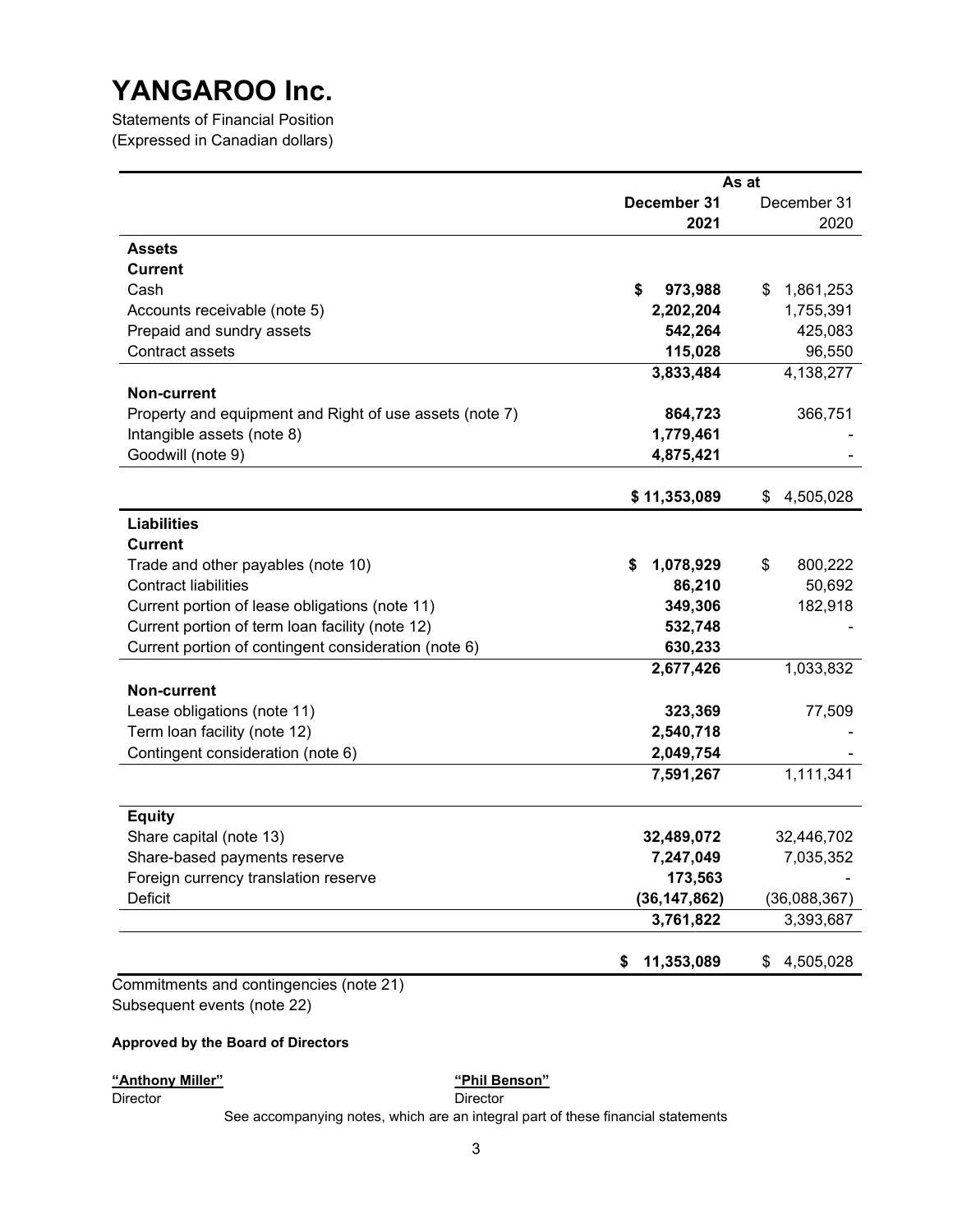# YANGAROO Inc.

Statements of Financial Position
(Expressed in Canadian dollars)

| | As at | |
|---|---|---|
| | **December 31 2021** | December 31 2020 |
| **Assets** | | |
| **Current** | | |
| Cash | **$ 973,988** | $ 1,861,253 |
| Accounts receivable (note 5) | **2,202,204** | 1,755,391 |
| Prepaid and sundry assets | **542,264** | 425,083 |
| Contract assets | **115,028** | 96,550 |
| | **3,833,484** | 4,138,277 |
| **Non-current** | | |
| Property and equipment and Right of use assets (note 7) | **864,723** | 366,751 |
| Intangible assets (note 8) | **1,779,461** | - |
| Goodwill (note 9) | **4,875,421** | - |
| | **$ 11,353,089** | $ 4,505,028 |
| **Liabilities** | | |
| **Current** | | |
| Trade and other payables (note 10) | **$ 1,078,929** | $ 800,222 |
| Contract liabilities | **86,210** | 50,692 |
| Current portion of lease obligations (note 11) | **349,306** | 182,918 |
| Current portion of term loan facility (note 12) | **532,748** | - |
| Current portion of contingent consideration (note 6) | **630,233** | |
| | **2,677,426** | 1,033,832 |
| **Non-current** | | |
| Lease obligations (note 11) | **323,369** | 77,509 |
| Term loan facility (note 12) | **2,540,718** | - |
| Contingent consideration (note 6) | **2,049,754** | - |
| | **7,591,267** | 1,111,341 |
| **Equity** | | |
| Share capital (note 13) | **32,489,072** | 32,446,702 |
| Share-based payments reserve | **7,247,049** | 7,035,352 |
| Foreign currency translation reserve | **173,563** | - |
| Deficit | **(36,147,862)** | (36,088,367) |
| | **3,761,822** | 3,393,687 |
| | **$ 11,353,089** | $ 4,505,028 |

Commitments and contingencies (note 21)
Subsequent events (note 22)

**Approved by the Board of Directors**

**"Anthony Miller"**
Director

**"Phil Benson"**
Director

See accompanying notes, which are an integral part of these financial statements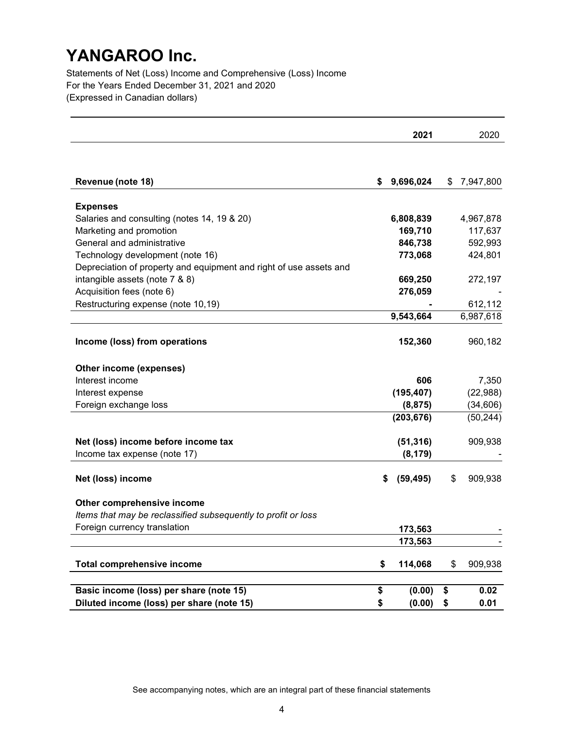# YANGAROO Inc.

Statements of Net (Loss) Income and Comprehensive (Loss) Income
For the Years Ended December 31, 2021 and 2020
(Expressed in Canadian dollars)

| | **2021** | 2020 |
|---|---|---|
| **Revenue (note 18)** | **$ 9,696,024** | $ 7,947,800 |
| **Expenses** | | |
| Salaries and consulting (notes 14, 19 & 20) | **6,808,839** | 4,967,878 |
| Marketing and promotion | **169,710** | 117,637 |
| General and administrative | **846,738** | 592,993 |
| Technology development (note 16) | **773,068** | 424,801 |
| Depreciation of property and equipment and right of use assets and intangible assets (note 7 & 8) | **669,250** | 272,197 |
| Acquisition fees (note 6) | **276,059** | - |
| Restructuring expense (note 10,19) | **-** | 612,112 |
| | **9,543,664** | 6,987,618 |
| **Income (loss) from operations** | **152,360** | 960,182 |
| **Other income (expenses)** | | |
| Interest income | **606** | 7,350 |
| Interest expense | **(195,407)** | (22,988) |
| Foreign exchange loss | **(8,875)** | (34,606) |
| | **(203,676)** | (50,244) |
| **Net (loss) income before income tax** | **(51,316)** | 909,938 |
| Income tax expense (note 17) | **(8,179)** | - |
| **Net (loss) income** | **$ (59,495)** | $ 909,938 |
| **Other comprehensive income** | | |
| *Items that may be reclassified subsequently to profit or loss* | | |
| Foreign currency translation | **173,563** | - |
| | **173,563** | - |
| **Total comprehensive income** | **$ 114,068** | $ 909,938 |
| **Basic income (loss) per share (note 15)** | **$ (0.00)** | **$ 0.02** |
| **Diluted income (loss) per share (note 15)** | **$ (0.00)** | **$ 0.01** |

See accompanying notes, which are an integral part of these financial statements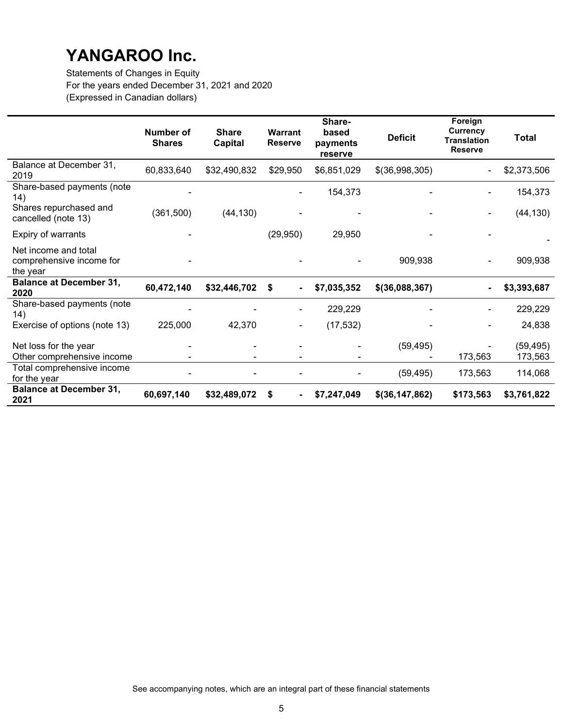# YANGAROO Inc.

Statements of Changes in Equity
For the years ended December 31, 2021 and 2020
(Expressed in Canadian dollars)

| | Number of Shares | Share Capital | Warrant Reserve | Share-based payments reserve | Deficit | Foreign Currency Translation Reserve | Total |
|---|---|---|---|---|---|---|---|
| Balance at December 31, 2019 | 60,833,640 | $32,490,832 | $29,950 | $6,851,029 | $(36,998,305) | - | $2,373,506 |
| Share-based payments (note 14) | - | | - | 154,373 | - | - | 154,373 |
| Shares repurchased and cancelled (note 13) | (361,500) | (44,130) | - | - | - | - | (44,130) |
| Expiry of warrants | - | | (29,950) | 29,950 | - | - | - |
| Net income and total comprehensive income for the year | - | | - | - | 909,938 | - | 909,938 |
| **Balance at December 31, 2020** | **60,472,140** | **$32,446,702** | **$ -** | **$7,035,352** | **$(36,088,367)** | **-** | **$3,393,687** |
| Share-based payments (note 14) | - | - | - | 229,229 | - | - | 229,229 |
| Exercise of options (note 13) | 225,000 | 42,370 | - | (17,532) | - | - | 24,838 |
| Net loss for the year | - | - | - | - | (59,495) | - | (59,495) |
| Other comprehensive income | - | - | - | - | - | 173,563 | 173,563 |
| Total comprehensive income for the year | - | - | - | - | (59,495) | 173,563 | 114,068 |
| **Balance at December 31, 2021** | **60,697,140** | **$32,489,072** | **$ -** | **$7,247,049** | **$(36,147,862)** | **$173,563** | **$3,761,822** |

See accompanying notes, which are an integral part of these financial statements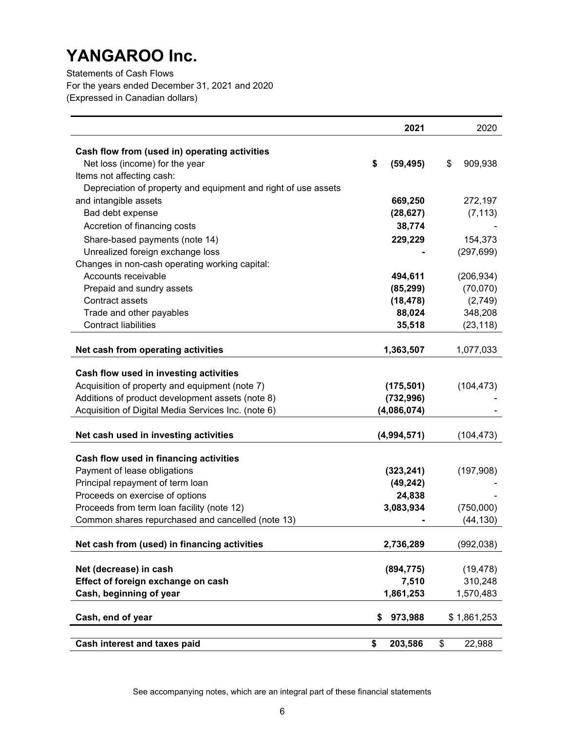# YANGAROO Inc.

Statements of Cash Flows
For the years ended December 31, 2021 and 2020
(Expressed in Canadian dollars)

| | 2021 | 2020 |
|---|---|---|
| **Cash flow from (used in) operating activities** | | |
| Net loss (income) for the year | **$ (59,495)** | $ 909,938 |
| Items not affecting cash: | | |
| Depreciation of property and equipment and right of use assets and intangible assets | **669,250** | 272,197 |
| Bad debt expense | **(28,627)** | (7,113) |
| Accretion of financing costs | **38,774** | - |
| Share-based payments (note 14) | **229,229** | 154,373 |
| Unrealized foreign exchange loss | **-** | (297,699) |
| Changes in non-cash operating working capital: | | |
| Accounts receivable | **494,611** | (206,934) |
| Prepaid and sundry assets | **(85,299)** | (70,070) |
| Contract assets | **(18,478)** | (2,749) |
| Trade and other payables | **88,024** | 348,208 |
| Contract liabilities | **35,518** | (23,118) |
| **Net cash from operating activities** | **1,363,507** | 1,077,033 |
| **Cash flow used in investing activities** | | |
| Acquisition of property and equipment (note 7) | **(175,501)** | (104,473) |
| Additions of product development assets (note 8) | **(732,996)** | - |
| Acquisition of Digital Media Services Inc. (note 6) | **(4,086,074)** | - |
| **Net cash used in investing activities** | **(4,994,571)** | (104,473) |
| **Cash flow used in financing activities** | | |
| Payment of lease obligations | **(323,241)** | (197,908) |
| Principal repayment of term loan | **(49,242)** | - |
| Proceeds on exercise of options | **24,838** | - |
| Proceeds from term loan facility (note 12) | **3,083,934** | (750,000) |
| Common shares repurchased and cancelled (note 13) | **-** | (44,130) |
| **Net cash from (used) in financing activities** | **2,736,289** | (992,038) |
| **Net (decrease) in cash** | **(894,775)** | (19,478) |
| **Effect of foreign exchange on cash** | **7,510** | 310,248 |
| **Cash, beginning of year** | **1,861,253** | 1,570,483 |
| **Cash, end of year** | **$ 973,988** | $ 1,861,253 |
| **Cash interest and taxes paid** | **$ 203,586** | $ 22,988 |

See accompanying notes, which are an integral part of these financial statements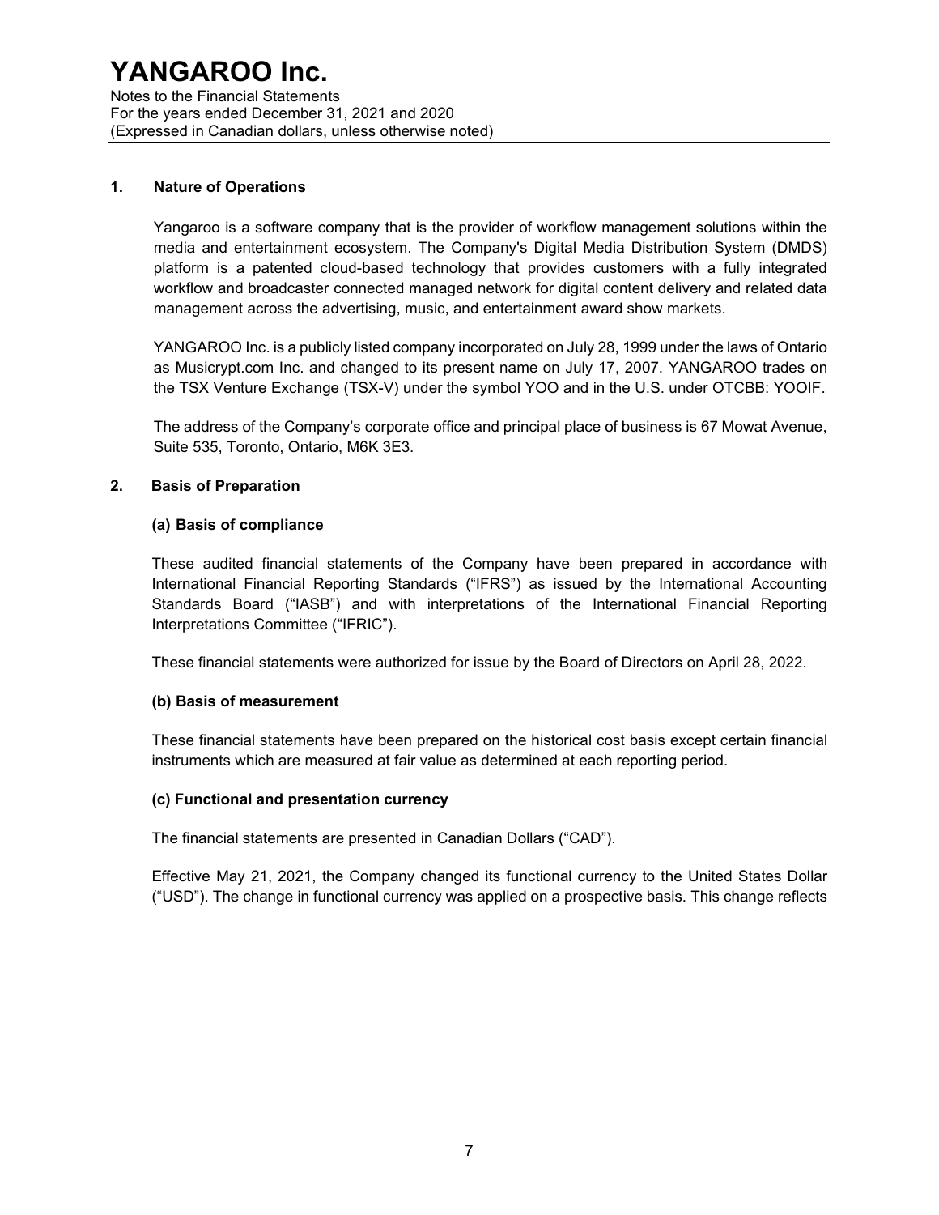## 1. Nature of Operations

Yangaroo is a software company that is the provider of workflow management solutions within the media and entertainment ecosystem. The Company's Digital Media Distribution System (DMDS) platform is a patented cloud-based technology that provides customers with a fully integrated workflow and broadcaster connected managed network for digital content delivery and related data management across the advertising, music, and entertainment award show markets.

YANGAROO Inc. is a publicly listed company incorporated on July 28, 1999 under the laws of Ontario as Musicrypt.com Inc. and changed to its present name on July 17, 2007. YANGAROO trades on the TSX Venture Exchange (TSX-V) under the symbol YOO and in the U.S. under OTCBB: YOOIF.

The address of the Company's corporate office and principal place of business is 67 Mowat Avenue, Suite 535, Toronto, Ontario, M6K 3E3.

## 2. Basis of Preparation

### (a) Basis of compliance

These audited financial statements of the Company have been prepared in accordance with International Financial Reporting Standards ("IFRS") as issued by the International Accounting Standards Board ("IASB") and with interpretations of the International Financial Reporting Interpretations Committee ("IFRIC").

These financial statements were authorized for issue by the Board of Directors on April 28, 2022.

### (b) Basis of measurement

These financial statements have been prepared on the historical cost basis except certain financial instruments which are measured at fair value as determined at each reporting period.

### (c) Functional and presentation currency

The financial statements are presented in Canadian Dollars ("CAD").

Effective May 21, 2021, the Company changed its functional currency to the United States Dollar ("USD"). The change in functional currency was applied on a prospective basis. This change reflects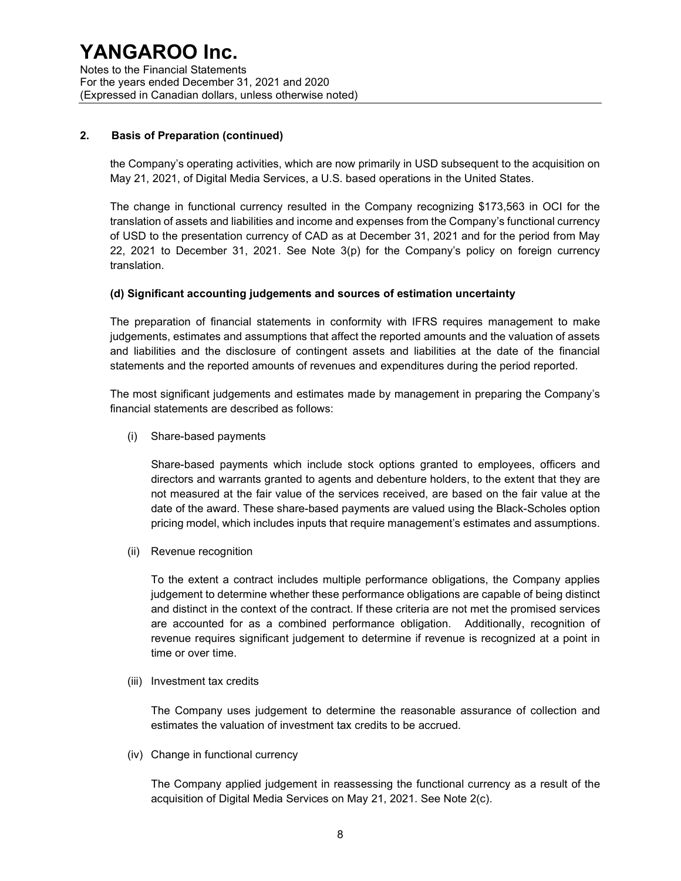## 2. Basis of Preparation (continued)

the Company's operating activities, which are now primarily in USD subsequent to the acquisition on May 21, 2021, of Digital Media Services, a U.S. based operations in the United States.

The change in functional currency resulted in the Company recognizing $173,563 in OCI for the translation of assets and liabilities and income and expenses from the Company's functional currency of USD to the presentation currency of CAD as at December 31, 2021 and for the period from May 22, 2021 to December 31, 2021. See Note 3(p) for the Company's policy on foreign currency translation.

### (d) Significant accounting judgements and sources of estimation uncertainty

The preparation of financial statements in conformity with IFRS requires management to make judgements, estimates and assumptions that affect the reported amounts and the valuation of assets and liabilities and the disclosure of contingent assets and liabilities at the date of the financial statements and the reported amounts of revenues and expenditures during the period reported.

The most significant judgements and estimates made by management in preparing the Company's financial statements are described as follows:

(i) Share-based payments

Share-based payments which include stock options granted to employees, officers and directors and warrants granted to agents and debenture holders, to the extent that they are not measured at the fair value of the services received, are based on the fair value at the date of the award. These share-based payments are valued using the Black-Scholes option pricing model, which includes inputs that require management's estimates and assumptions.

(ii) Revenue recognition

To the extent a contract includes multiple performance obligations, the Company applies judgement to determine whether these performance obligations are capable of being distinct and distinct in the context of the contract. If these criteria are not met the promised services are accounted for as a combined performance obligation. Additionally, recognition of revenue requires significant judgement to determine if revenue is recognized at a point in time or over time.

(iii) Investment tax credits

The Company uses judgement to determine the reasonable assurance of collection and estimates the valuation of investment tax credits to be accrued.

(iv) Change in functional currency

The Company applied judgement in reassessing the functional currency as a result of the acquisition of Digital Media Services on May 21, 2021. See Note 2(c).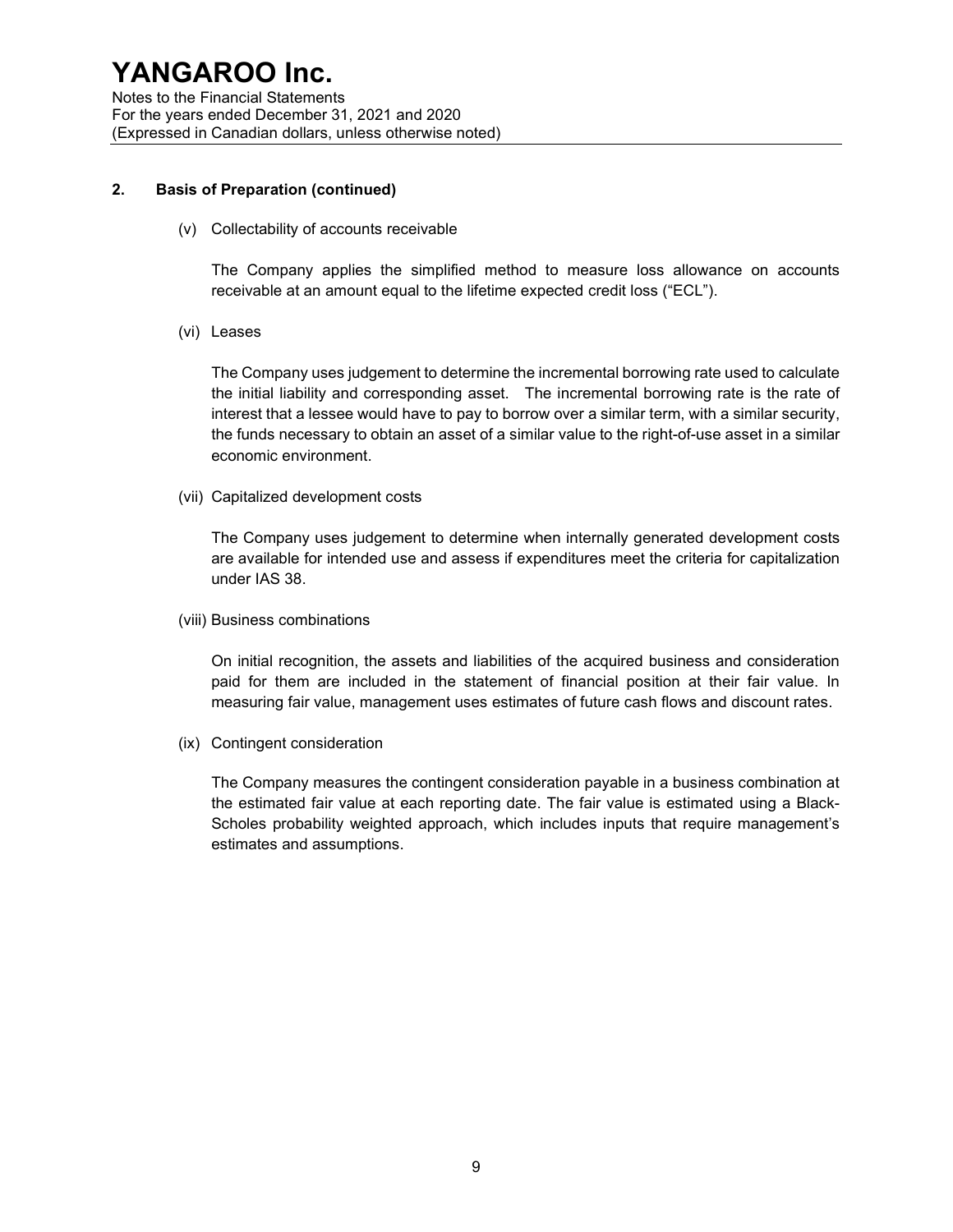## 2. Basis of Preparation (continued)

(v) Collectability of accounts receivable

The Company applies the simplified method to measure loss allowance on accounts receivable at an amount equal to the lifetime expected credit loss ("ECL").

(vi) Leases

The Company uses judgement to determine the incremental borrowing rate used to calculate the initial liability and corresponding asset. The incremental borrowing rate is the rate of interest that a lessee would have to pay to borrow over a similar term, with a similar security, the funds necessary to obtain an asset of a similar value to the right-of-use asset in a similar economic environment.

(vii) Capitalized development costs

The Company uses judgement to determine when internally generated development costs are available for intended use and assess if expenditures meet the criteria for capitalization under IAS 38.

(viii) Business combinations

On initial recognition, the assets and liabilities of the acquired business and consideration paid for them are included in the statement of financial position at their fair value. In measuring fair value, management uses estimates of future cash flows and discount rates.

(ix) Contingent consideration

The Company measures the contingent consideration payable in a business combination at the estimated fair value at each reporting date. The fair value is estimated using a Black-Scholes probability weighted approach, which includes inputs that require management's estimates and assumptions.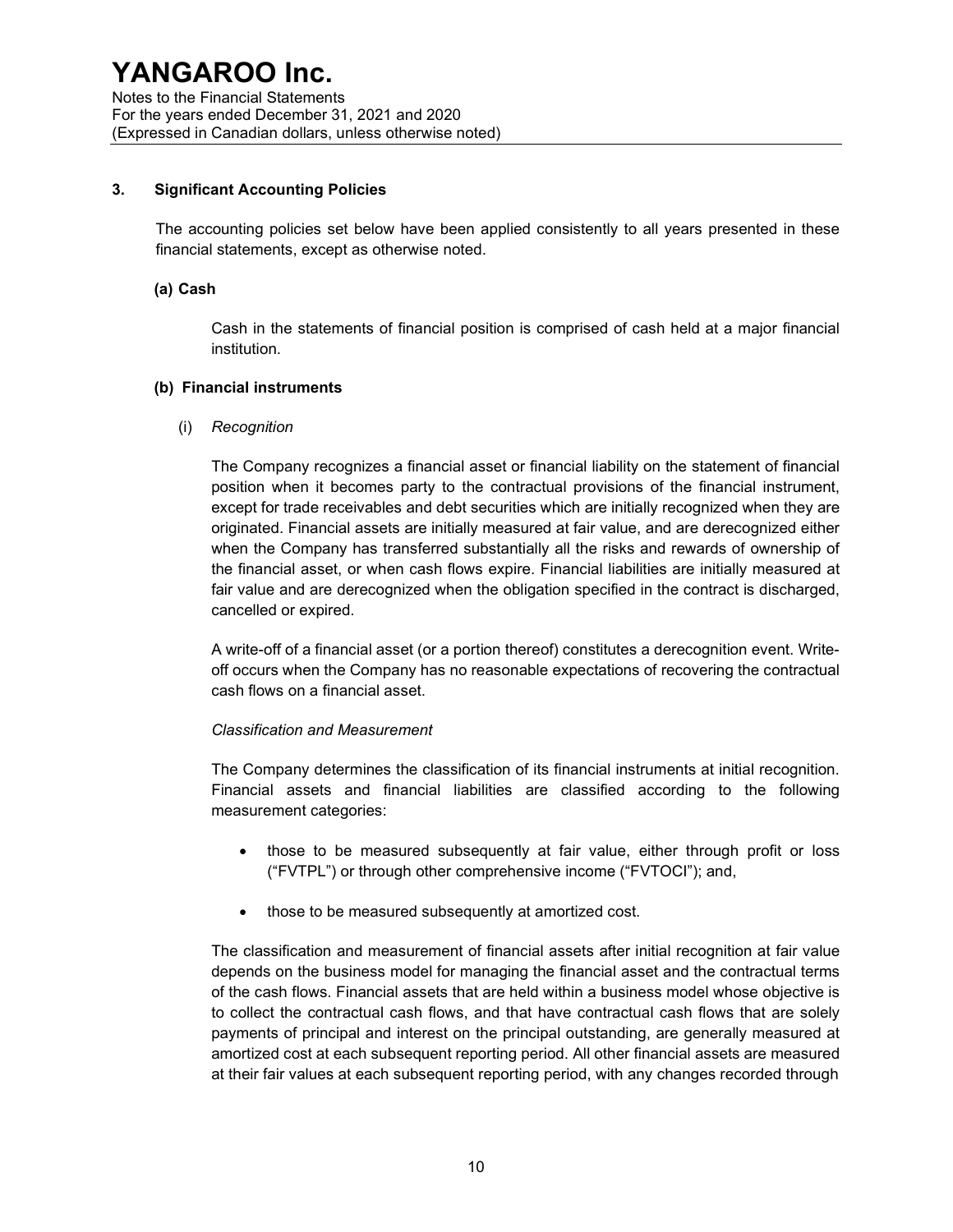## 3. Significant Accounting Policies

The accounting policies set below have been applied consistently to all years presented in these financial statements, except as otherwise noted.

### (a) Cash

Cash in the statements of financial position is comprised of cash held at a major financial institution.

### (b) Financial instruments

(i) *Recognition*

The Company recognizes a financial asset or financial liability on the statement of financial position when it becomes party to the contractual provisions of the financial instrument, except for trade receivables and debt securities which are initially recognized when they are originated. Financial assets are initially measured at fair value, and are derecognized either when the Company has transferred substantially all the risks and rewards of ownership of the financial asset, or when cash flows expire. Financial liabilities are initially measured at fair value and are derecognized when the obligation specified in the contract is discharged, cancelled or expired.

A write-off of a financial asset (or a portion thereof) constitutes a derecognition event. Write-off occurs when the Company has no reasonable expectations of recovering the contractual cash flows on a financial asset.

*Classification and Measurement*

The Company determines the classification of its financial instruments at initial recognition. Financial assets and financial liabilities are classified according to the following measurement categories:

- those to be measured subsequently at fair value, either through profit or loss ("FVTPL") or through other comprehensive income ("FVTOCI"); and,
- those to be measured subsequently at amortized cost.

The classification and measurement of financial assets after initial recognition at fair value depends on the business model for managing the financial asset and the contractual terms of the cash flows. Financial assets that are held within a business model whose objective is to collect the contractual cash flows, and that have contractual cash flows that are solely payments of principal and interest on the principal outstanding, are generally measured at amortized cost at each subsequent reporting period. All other financial assets are measured at their fair values at each subsequent reporting period, with any changes recorded through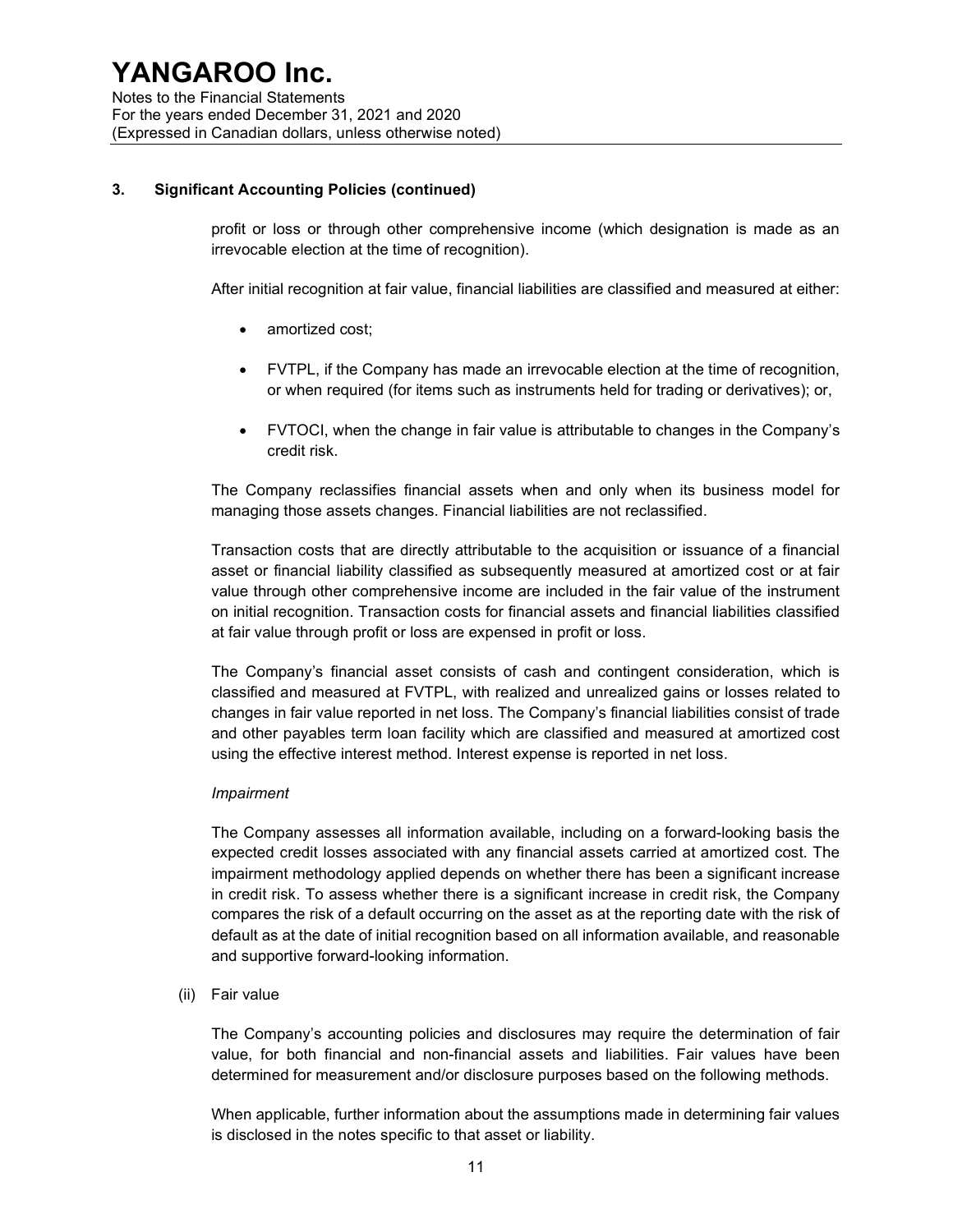### 3. Significant Accounting Policies (continued)

profit or loss or through other comprehensive income (which designation is made as an irrevocable election at the time of recognition).

After initial recognition at fair value, financial liabilities are classified and measured at either:

- amortized cost;
- FVTPL, if the Company has made an irrevocable election at the time of recognition, or when required (for items such as instruments held for trading or derivatives); or,
- FVTOCI, when the change in fair value is attributable to changes in the Company's credit risk.

The Company reclassifies financial assets when and only when its business model for managing those assets changes. Financial liabilities are not reclassified.

Transaction costs that are directly attributable to the acquisition or issuance of a financial asset or financial liability classified as subsequently measured at amortized cost or at fair value through other comprehensive income are included in the fair value of the instrument on initial recognition. Transaction costs for financial assets and financial liabilities classified at fair value through profit or loss are expensed in profit or loss.

The Company's financial asset consists of cash and contingent consideration, which is classified and measured at FVTPL, with realized and unrealized gains or losses related to changes in fair value reported in net loss. The Company's financial liabilities consist of trade and other payables term loan facility which are classified and measured at amortized cost using the effective interest method. Interest expense is reported in net loss.

*Impairment*

The Company assesses all information available, including on a forward-looking basis the expected credit losses associated with any financial assets carried at amortized cost. The impairment methodology applied depends on whether there has been a significant increase in credit risk. To assess whether there is a significant increase in credit risk, the Company compares the risk of a default occurring on the asset as at the reporting date with the risk of default as at the date of initial recognition based on all information available, and reasonable and supportive forward-looking information.

(ii) Fair value

The Company's accounting policies and disclosures may require the determination of fair value, for both financial and non-financial assets and liabilities. Fair values have been determined for measurement and/or disclosure purposes based on the following methods.

When applicable, further information about the assumptions made in determining fair values is disclosed in the notes specific to that asset or liability.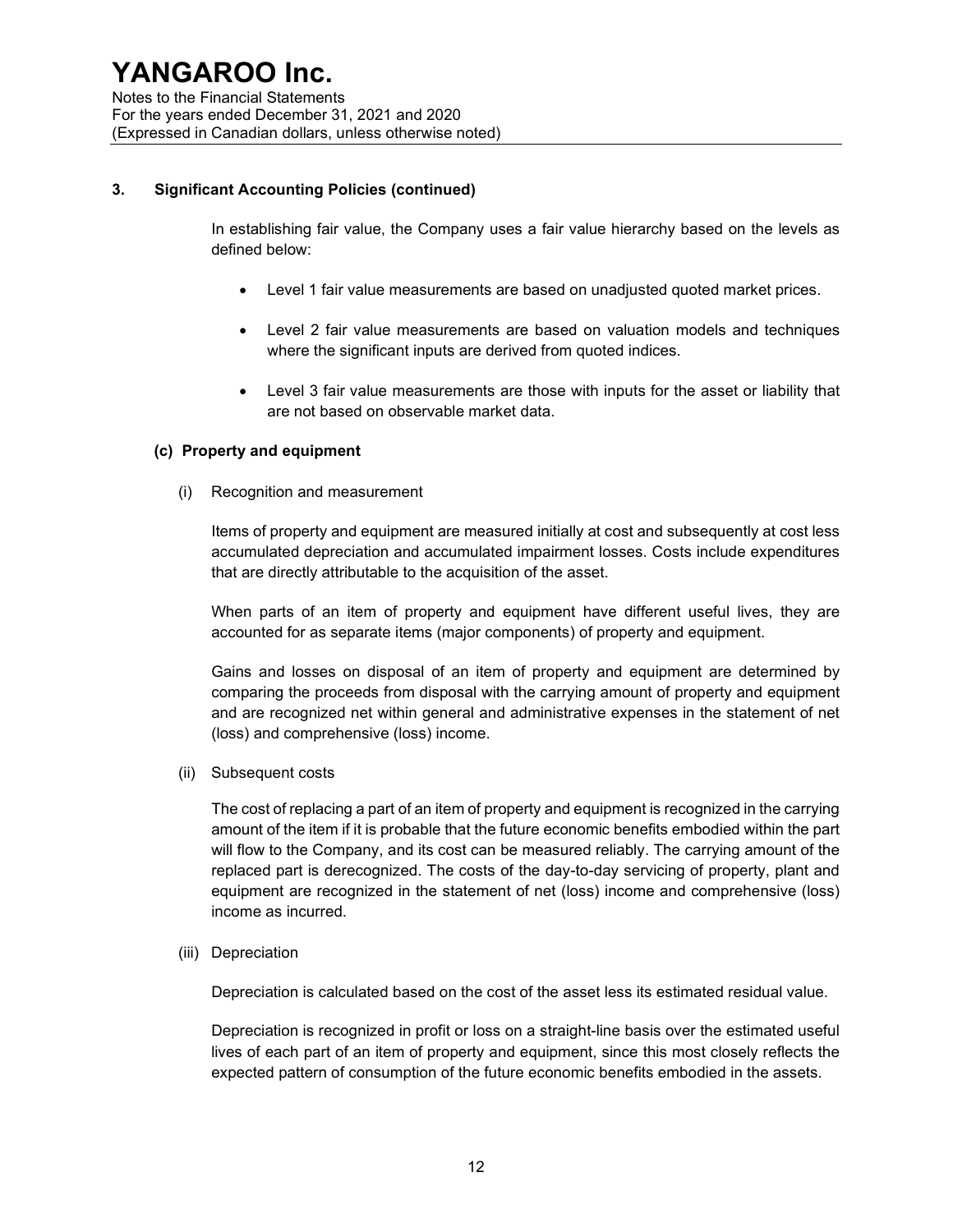### 3. Significant Accounting Policies (continued)

In establishing fair value, the Company uses a fair value hierarchy based on the levels as defined below:

- Level 1 fair value measurements are based on unadjusted quoted market prices.
- Level 2 fair value measurements are based on valuation models and techniques where the significant inputs are derived from quoted indices.
- Level 3 fair value measurements are those with inputs for the asset or liability that are not based on observable market data.

#### (c) Property and equipment

(i) Recognition and measurement

Items of property and equipment are measured initially at cost and subsequently at cost less accumulated depreciation and accumulated impairment losses. Costs include expenditures that are directly attributable to the acquisition of the asset.

When parts of an item of property and equipment have different useful lives, they are accounted for as separate items (major components) of property and equipment.

Gains and losses on disposal of an item of property and equipment are determined by comparing the proceeds from disposal with the carrying amount of property and equipment and are recognized net within general and administrative expenses in the statement of net (loss) and comprehensive (loss) income.

(ii) Subsequent costs

The cost of replacing a part of an item of property and equipment is recognized in the carrying amount of the item if it is probable that the future economic benefits embodied within the part will flow to the Company, and its cost can be measured reliably. The carrying amount of the replaced part is derecognized. The costs of the day-to-day servicing of property, plant and equipment are recognized in the statement of net (loss) income and comprehensive (loss) income as incurred.

(iii) Depreciation

Depreciation is calculated based on the cost of the asset less its estimated residual value.

Depreciation is recognized in profit or loss on a straight-line basis over the estimated useful lives of each part of an item of property and equipment, since this most closely reflects the expected pattern of consumption of the future economic benefits embodied in the assets.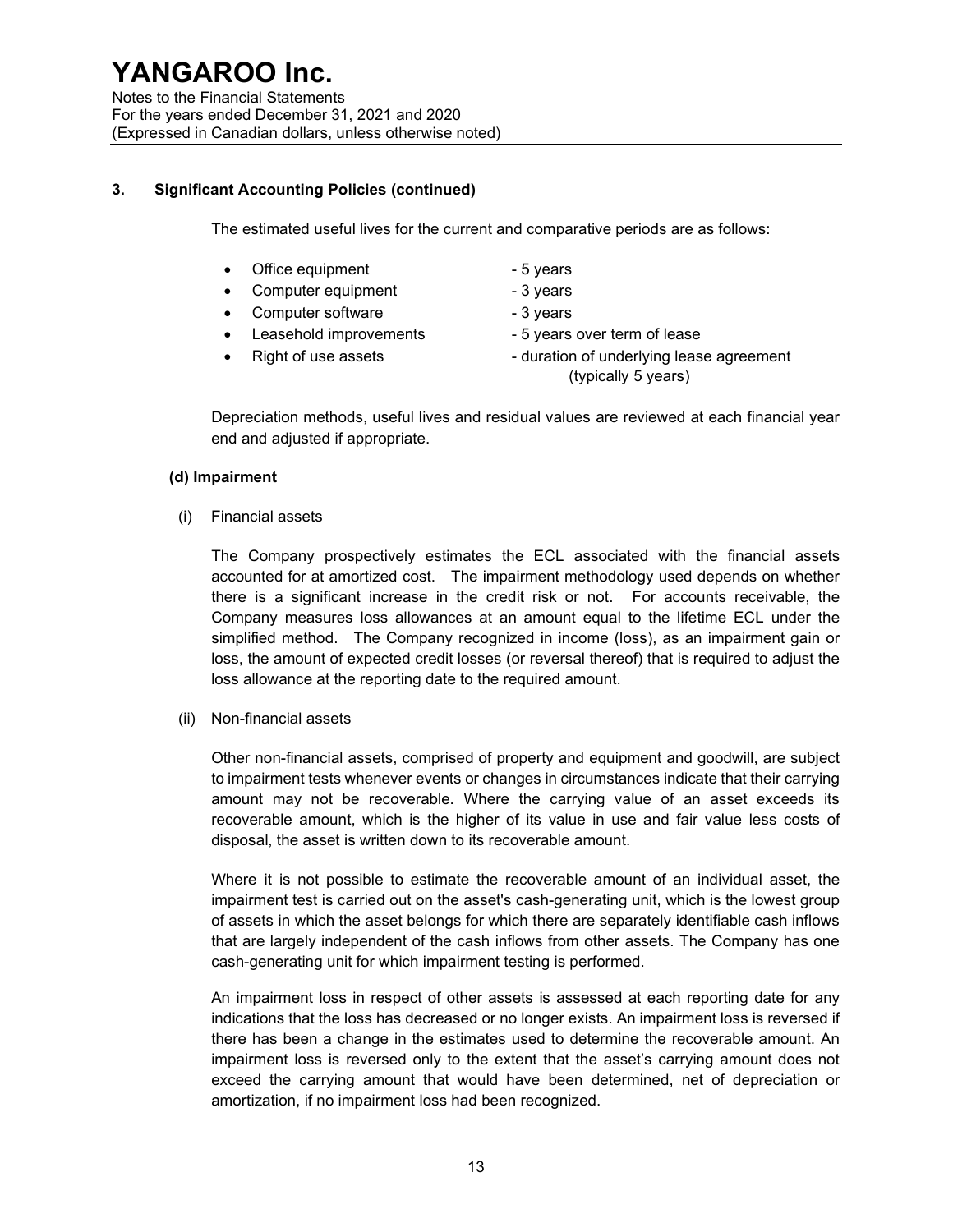## 3. Significant Accounting Policies (continued)

The estimated useful lives for the current and comparative periods are as follows:

- Office equipment - 5 years
- Computer equipment - 3 years
- Computer software - 3 years
- Leasehold improvements - 5 years over term of lease
- Right of use assets - duration of underlying lease agreement (typically 5 years)

Depreciation methods, useful lives and residual values are reviewed at each financial year end and adjusted if appropriate.

### (d) Impairment

(i) Financial assets

The Company prospectively estimates the ECL associated with the financial assets accounted for at amortized cost. The impairment methodology used depends on whether there is a significant increase in the credit risk or not. For accounts receivable, the Company measures loss allowances at an amount equal to the lifetime ECL under the simplified method. The Company recognized in income (loss), as an impairment gain or loss, the amount of expected credit losses (or reversal thereof) that is required to adjust the loss allowance at the reporting date to the required amount.

(ii) Non-financial assets

Other non-financial assets, comprised of property and equipment and goodwill, are subject to impairment tests whenever events or changes in circumstances indicate that their carrying amount may not be recoverable. Where the carrying value of an asset exceeds its recoverable amount, which is the higher of its value in use and fair value less costs of disposal, the asset is written down to its recoverable amount.

Where it is not possible to estimate the recoverable amount of an individual asset, the impairment test is carried out on the asset's cash-generating unit, which is the lowest group of assets in which the asset belongs for which there are separately identifiable cash inflows that are largely independent of the cash inflows from other assets. The Company has one cash-generating unit for which impairment testing is performed.

An impairment loss in respect of other assets is assessed at each reporting date for any indications that the loss has decreased or no longer exists. An impairment loss is reversed if there has been a change in the estimates used to determine the recoverable amount. An impairment loss is reversed only to the extent that the asset's carrying amount does not exceed the carrying amount that would have been determined, net of depreciation or amortization, if no impairment loss had been recognized.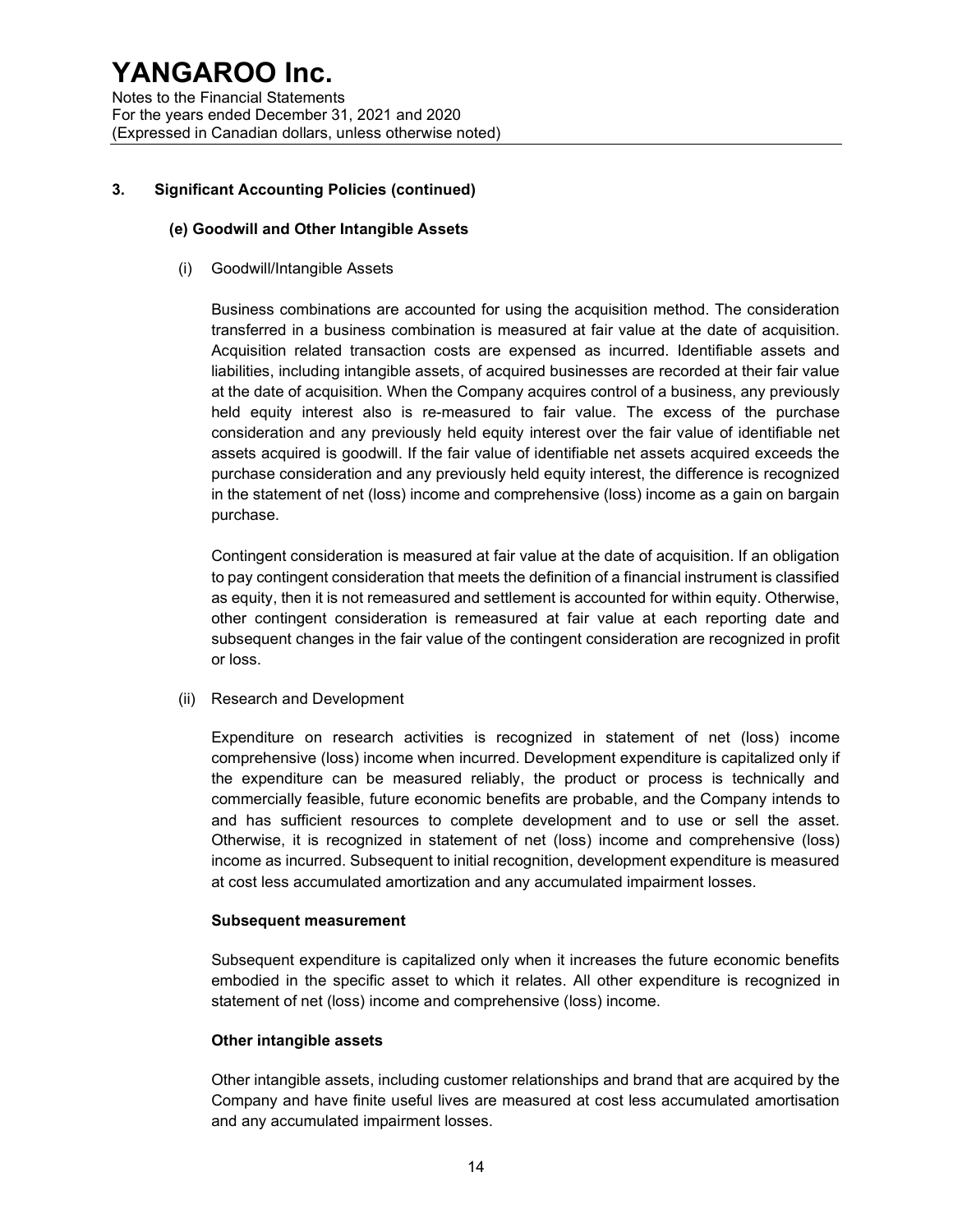## 3. Significant Accounting Policies (continued)

### (e) Goodwill and Other Intangible Assets

(i) Goodwill/Intangible Assets

Business combinations are accounted for using the acquisition method. The consideration transferred in a business combination is measured at fair value at the date of acquisition. Acquisition related transaction costs are expensed as incurred. Identifiable assets and liabilities, including intangible assets, of acquired businesses are recorded at their fair value at the date of acquisition. When the Company acquires control of a business, any previously held equity interest also is re-measured to fair value. The excess of the purchase consideration and any previously held equity interest over the fair value of identifiable net assets acquired is goodwill. If the fair value of identifiable net assets acquired exceeds the purchase consideration and any previously held equity interest, the difference is recognized in the statement of net (loss) income and comprehensive (loss) income as a gain on bargain purchase.

Contingent consideration is measured at fair value at the date of acquisition. If an obligation to pay contingent consideration that meets the definition of a financial instrument is classified as equity, then it is not remeasured and settlement is accounted for within equity. Otherwise, other contingent consideration is remeasured at fair value at each reporting date and subsequent changes in the fair value of the contingent consideration are recognized in profit or loss.

(ii) Research and Development

Expenditure on research activities is recognized in statement of net (loss) income comprehensive (loss) income when incurred. Development expenditure is capitalized only if the expenditure can be measured reliably, the product or process is technically and commercially feasible, future economic benefits are probable, and the Company intends to and has sufficient resources to complete development and to use or sell the asset. Otherwise, it is recognized in statement of net (loss) income and comprehensive (loss) income as incurred. Subsequent to initial recognition, development expenditure is measured at cost less accumulated amortization and any accumulated impairment losses.

**Subsequent measurement**

Subsequent expenditure is capitalized only when it increases the future economic benefits embodied in the specific asset to which it relates. All other expenditure is recognized in statement of net (loss) income and comprehensive (loss) income.

**Other intangible assets**

Other intangible assets, including customer relationships and brand that are acquired by the Company and have finite useful lives are measured at cost less accumulated amortisation and any accumulated impairment losses.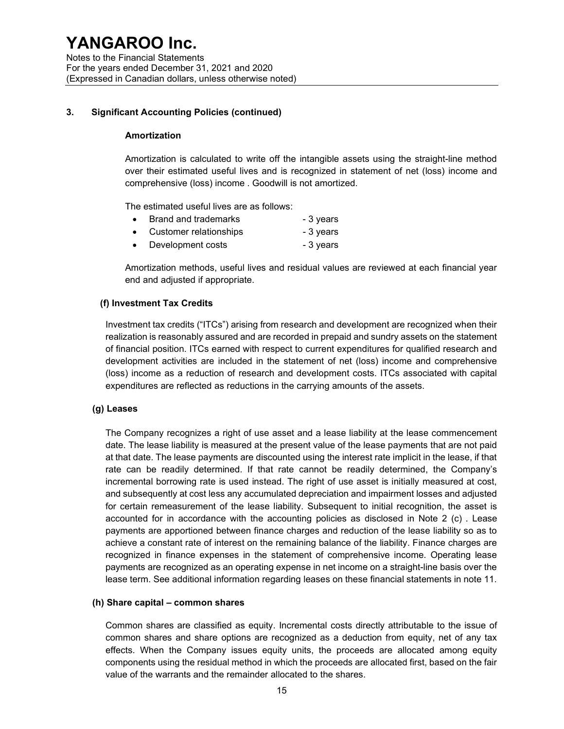## 3. Significant Accounting Policies (continued)

### Amortization

Amortization is calculated to write off the intangible assets using the straight-line method over their estimated useful lives and is recognized in statement of net (loss) income and comprehensive (loss) income . Goodwill is not amortized.

The estimated useful lives are as follows:

- Brand and trademarks - 3 years
- Customer relationships - 3 years
- Development costs - 3 years

Amortization methods, useful lives and residual values are reviewed at each financial year end and adjusted if appropriate.

### (f) Investment Tax Credits

Investment tax credits ("ITCs") arising from research and development are recognized when their realization is reasonably assured and are recorded in prepaid and sundry assets on the statement of financial position. ITCs earned with respect to current expenditures for qualified research and development activities are included in the statement of net (loss) income and comprehensive (loss) income as a reduction of research and development costs. ITCs associated with capital expenditures are reflected as reductions in the carrying amounts of the assets.

### (g) Leases

The Company recognizes a right of use asset and a lease liability at the lease commencement date. The lease liability is measured at the present value of the lease payments that are not paid at that date. The lease payments are discounted using the interest rate implicit in the lease, if that rate can be readily determined. If that rate cannot be readily determined, the Company's incremental borrowing rate is used instead. The right of use asset is initially measured at cost, and subsequently at cost less any accumulated depreciation and impairment losses and adjusted for certain remeasurement of the lease liability. Subsequent to initial recognition, the asset is accounted for in accordance with the accounting policies as disclosed in Note 2 (c) . Lease payments are apportioned between finance charges and reduction of the lease liability so as to achieve a constant rate of interest on the remaining balance of the liability. Finance charges are recognized in finance expenses in the statement of comprehensive income. Operating lease payments are recognized as an operating expense in net income on a straight-line basis over the lease term. See additional information regarding leases on these financial statements in note 11.

### (h) Share capital – common shares

Common shares are classified as equity. Incremental costs directly attributable to the issue of common shares and share options are recognized as a deduction from equity, net of any tax effects. When the Company issues equity units, the proceeds are allocated among equity components using the residual method in which the proceeds are allocated first, based on the fair value of the warrants and the remainder allocated to the shares.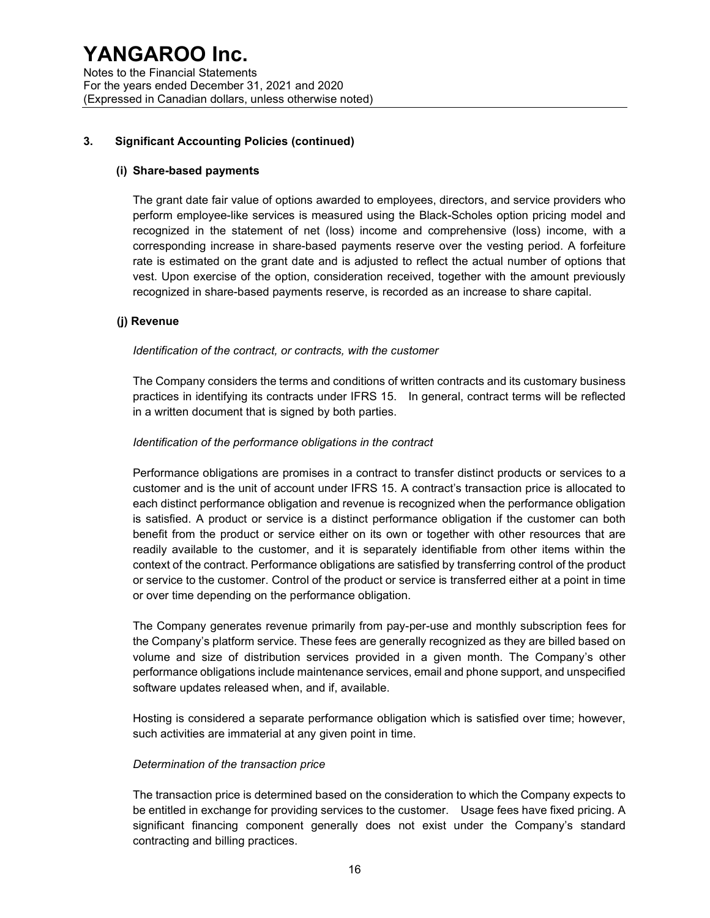### 3. Significant Accounting Policies (continued)

#### (i) Share-based payments

The grant date fair value of options awarded to employees, directors, and service providers who perform employee-like services is measured using the Black-Scholes option pricing model and recognized in the statement of net (loss) income and comprehensive (loss) income, with a corresponding increase in share-based payments reserve over the vesting period. A forfeiture rate is estimated on the grant date and is adjusted to reflect the actual number of options that vest. Upon exercise of the option, consideration received, together with the amount previously recognized in share-based payments reserve, is recorded as an increase to share capital.

#### (j) Revenue

*Identification of the contract, or contracts, with the customer*

The Company considers the terms and conditions of written contracts and its customary business practices in identifying its contracts under IFRS 15. In general, contract terms will be reflected in a written document that is signed by both parties.

*Identification of the performance obligations in the contract*

Performance obligations are promises in a contract to transfer distinct products or services to a customer and is the unit of account under IFRS 15. A contract's transaction price is allocated to each distinct performance obligation and revenue is recognized when the performance obligation is satisfied. A product or service is a distinct performance obligation if the customer can both benefit from the product or service either on its own or together with other resources that are readily available to the customer, and it is separately identifiable from other items within the context of the contract. Performance obligations are satisfied by transferring control of the product or service to the customer. Control of the product or service is transferred either at a point in time or over time depending on the performance obligation.

The Company generates revenue primarily from pay-per-use and monthly subscription fees for the Company's platform service. These fees are generally recognized as they are billed based on volume and size of distribution services provided in a given month. The Company's other performance obligations include maintenance services, email and phone support, and unspecified software updates released when, and if, available.

Hosting is considered a separate performance obligation which is satisfied over time; however, such activities are immaterial at any given point in time.

*Determination of the transaction price*

The transaction price is determined based on the consideration to which the Company expects to be entitled in exchange for providing services to the customer. Usage fees have fixed pricing. A significant financing component generally does not exist under the Company's standard contracting and billing practices.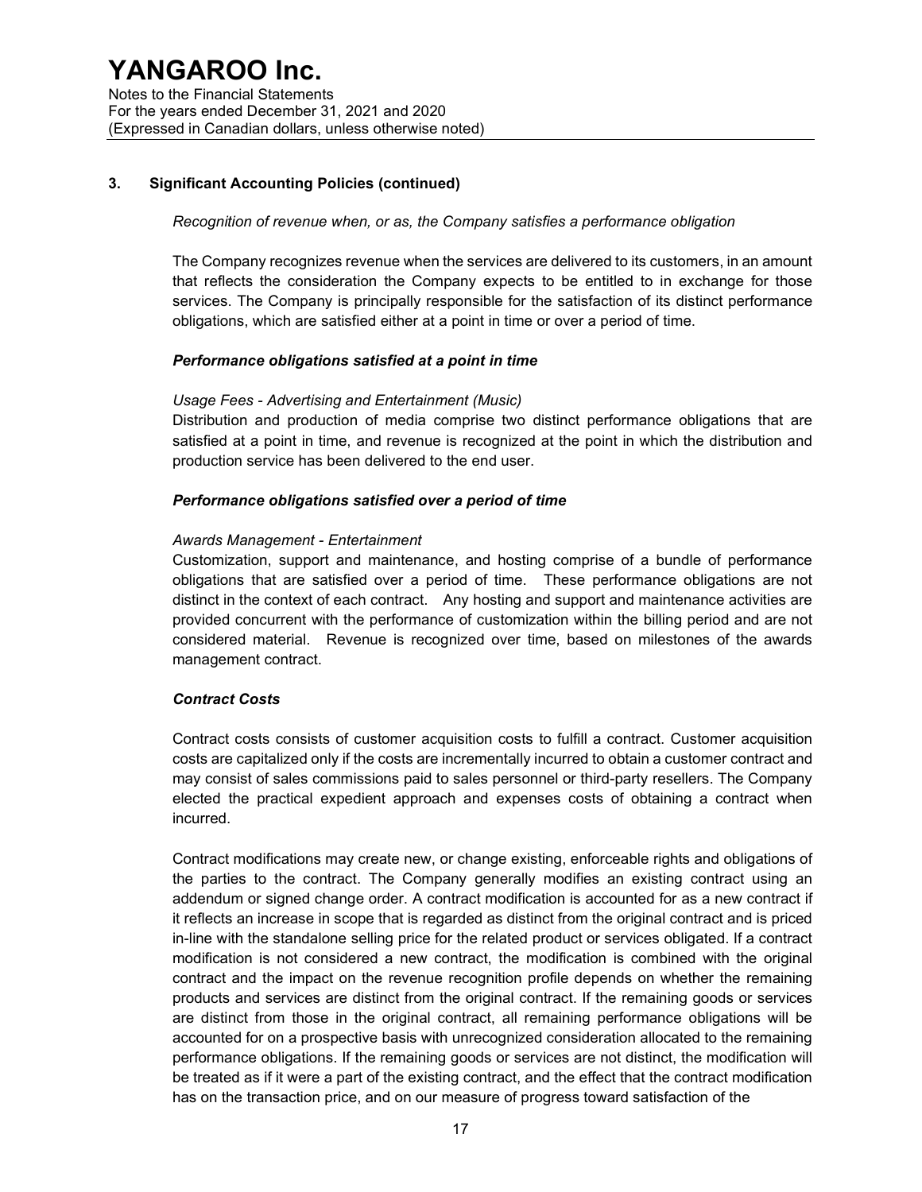## 3. Significant Accounting Policies (continued)

*Recognition of revenue when, or as, the Company satisfies a performance obligation*

The Company recognizes revenue when the services are delivered to its customers, in an amount that reflects the consideration the Company expects to be entitled to in exchange for those services. The Company is principally responsible for the satisfaction of its distinct performance obligations, which are satisfied either at a point in time or over a period of time.

***Performance obligations satisfied at a point in time***

*Usage Fees - Advertising and Entertainment (Music)*
Distribution and production of media comprise two distinct performance obligations that are satisfied at a point in time, and revenue is recognized at the point in which the distribution and production service has been delivered to the end user.

***Performance obligations satisfied over a period of time***

*Awards Management - Entertainment*
Customization, support and maintenance, and hosting comprise of a bundle of performance obligations that are satisfied over a period of time. These performance obligations are not distinct in the context of each contract. Any hosting and support and maintenance activities are provided concurrent with the performance of customization within the billing period and are not considered material. Revenue is recognized over time, based on milestones of the awards management contract.

***Contract Costs***

Contract costs consists of customer acquisition costs to fulfill a contract. Customer acquisition costs are capitalized only if the costs are incrementally incurred to obtain a customer contract and may consist of sales commissions paid to sales personnel or third-party resellers. The Company elected the practical expedient approach and expenses costs of obtaining a contract when incurred.

Contract modifications may create new, or change existing, enforceable rights and obligations of the parties to the contract. The Company generally modifies an existing contract using an addendum or signed change order. A contract modification is accounted for as a new contract if it reflects an increase in scope that is regarded as distinct from the original contract and is priced in-line with the standalone selling price for the related product or services obligated. If a contract modification is not considered a new contract, the modification is combined with the original contract and the impact on the revenue recognition profile depends on whether the remaining products and services are distinct from the original contract. If the remaining goods or services are distinct from those in the original contract, all remaining performance obligations will be accounted for on a prospective basis with unrecognized consideration allocated to the remaining performance obligations. If the remaining goods or services are not distinct, the modification will be treated as if it were a part of the existing contract, and the effect that the contract modification has on the transaction price, and on our measure of progress toward satisfaction of the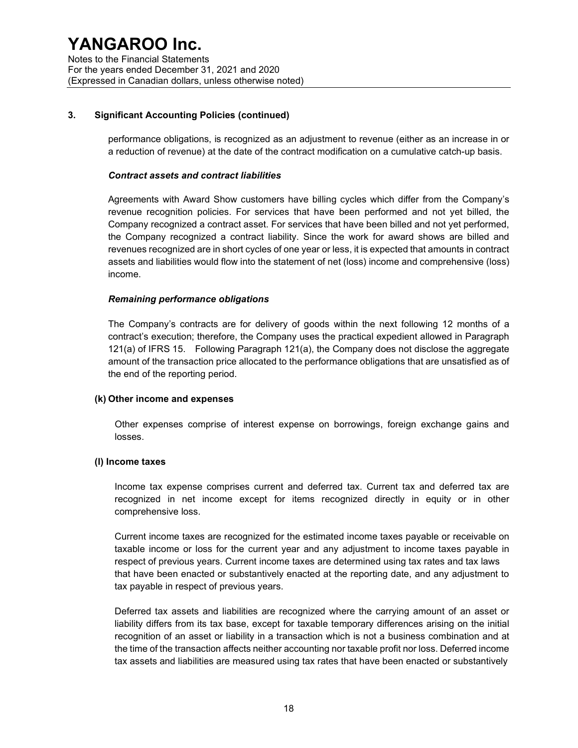## 3. Significant Accounting Policies (continued)

performance obligations, is recognized as an adjustment to revenue (either as an increase in or a reduction of revenue) at the date of the contract modification on a cumulative catch-up basis.

***Contract assets and contract liabilities***

Agreements with Award Show customers have billing cycles which differ from the Company's revenue recognition policies. For services that have been performed and not yet billed, the Company recognized a contract asset. For services that have been billed and not yet performed, the Company recognized a contract liability. Since the work for award shows are billed and revenues recognized are in short cycles of one year or less, it is expected that amounts in contract assets and liabilities would flow into the statement of net (loss) income and comprehensive (loss) income.

***Remaining performance obligations***

The Company's contracts are for delivery of goods within the next following 12 months of a contract's execution; therefore, the Company uses the practical expedient allowed in Paragraph 121(a) of IFRS 15. Following Paragraph 121(a), the Company does not disclose the aggregate amount of the transaction price allocated to the performance obligations that are unsatisfied as of the end of the reporting period.

### (k) Other income and expenses

Other expenses comprise of interest expense on borrowings, foreign exchange gains and losses.

### (l) Income taxes

Income tax expense comprises current and deferred tax. Current tax and deferred tax are recognized in net income except for items recognized directly in equity or in other comprehensive loss.

Current income taxes are recognized for the estimated income taxes payable or receivable on taxable income or loss for the current year and any adjustment to income taxes payable in respect of previous years. Current income taxes are determined using tax rates and tax laws that have been enacted or substantively enacted at the reporting date, and any adjustment to tax payable in respect of previous years.

Deferred tax assets and liabilities are recognized where the carrying amount of an asset or liability differs from its tax base, except for taxable temporary differences arising on the initial recognition of an asset or liability in a transaction which is not a business combination and at the time of the transaction affects neither accounting nor taxable profit nor loss. Deferred income tax assets and liabilities are measured using tax rates that have been enacted or substantively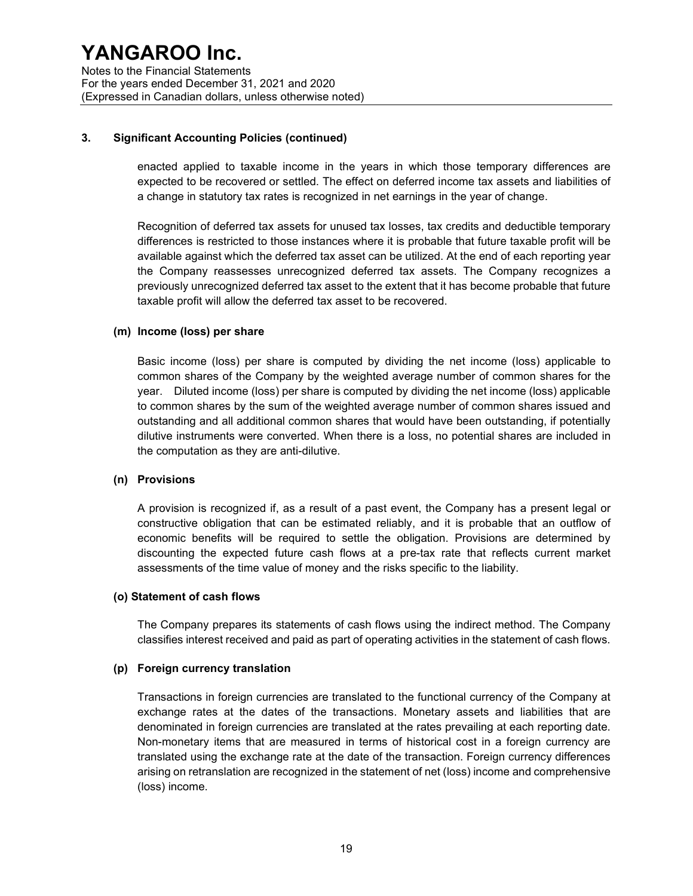### 3. Significant Accounting Policies (continued)

enacted applied to taxable income in the years in which those temporary differences are expected to be recovered or settled. The effect on deferred income tax assets and liabilities of a change in statutory tax rates is recognized in net earnings in the year of change.

Recognition of deferred tax assets for unused tax losses, tax credits and deductible temporary differences is restricted to those instances where it is probable that future taxable profit will be available against which the deferred tax asset can be utilized. At the end of each reporting year the Company reassesses unrecognized deferred tax assets. The Company recognizes a previously unrecognized deferred tax asset to the extent that it has become probable that future taxable profit will allow the deferred tax asset to be recovered.

#### (m) Income (loss) per share

Basic income (loss) per share is computed by dividing the net income (loss) applicable to common shares of the Company by the weighted average number of common shares for the year. Diluted income (loss) per share is computed by dividing the net income (loss) applicable to common shares by the sum of the weighted average number of common shares issued and outstanding and all additional common shares that would have been outstanding, if potentially dilutive instruments were converted. When there is a loss, no potential shares are included in the computation as they are anti-dilutive.

#### (n) Provisions

A provision is recognized if, as a result of a past event, the Company has a present legal or constructive obligation that can be estimated reliably, and it is probable that an outflow of economic benefits will be required to settle the obligation. Provisions are determined by discounting the expected future cash flows at a pre-tax rate that reflects current market assessments of the time value of money and the risks specific to the liability.

#### (o) Statement of cash flows

The Company prepares its statements of cash flows using the indirect method. The Company classifies interest received and paid as part of operating activities in the statement of cash flows.

#### (p) Foreign currency translation

Transactions in foreign currencies are translated to the functional currency of the Company at exchange rates at the dates of the transactions. Monetary assets and liabilities that are denominated in foreign currencies are translated at the rates prevailing at each reporting date. Non-monetary items that are measured in terms of historical cost in a foreign currency are translated using the exchange rate at the date of the transaction. Foreign currency differences arising on retranslation are recognized in the statement of net (loss) income and comprehensive (loss) income.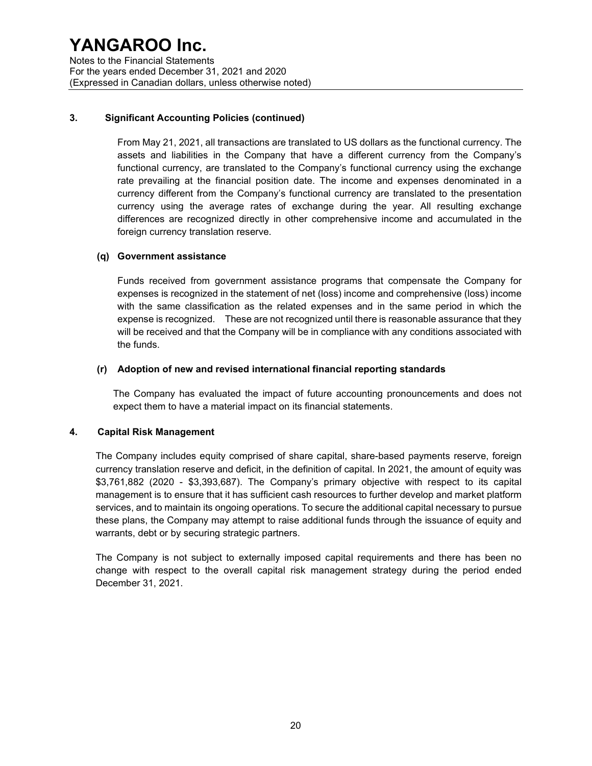## 3. Significant Accounting Policies (continued)

From May 21, 2021, all transactions are translated to US dollars as the functional currency. The assets and liabilities in the Company that have a different currency from the Company's functional currency, are translated to the Company's functional currency using the exchange rate prevailing at the financial position date. The income and expenses denominated in a currency different from the Company's functional currency are translated to the presentation currency using the average rates of exchange during the year. All resulting exchange differences are recognized directly in other comprehensive income and accumulated in the foreign currency translation reserve.

### (q) Government assistance

Funds received from government assistance programs that compensate the Company for expenses is recognized in the statement of net (loss) income and comprehensive (loss) income with the same classification as the related expenses and in the same period in which the expense is recognized. These are not recognized until there is reasonable assurance that they will be received and that the Company will be in compliance with any conditions associated with the funds.

### (r) Adoption of new and revised international financial reporting standards

The Company has evaluated the impact of future accounting pronouncements and does not expect them to have a material impact on its financial statements.

## 4. Capital Risk Management

The Company includes equity comprised of share capital, share-based payments reserve, foreign currency translation reserve and deficit, in the definition of capital. In 2021, the amount of equity was $3,761,882 (2020 - $3,393,687). The Company's primary objective with respect to its capital management is to ensure that it has sufficient cash resources to further develop and market platform services, and to maintain its ongoing operations. To secure the additional capital necessary to pursue these plans, the Company may attempt to raise additional funds through the issuance of equity and warrants, debt or by securing strategic partners.

The Company is not subject to externally imposed capital requirements and there has been no change with respect to the overall capital risk management strategy during the period ended December 31, 2021.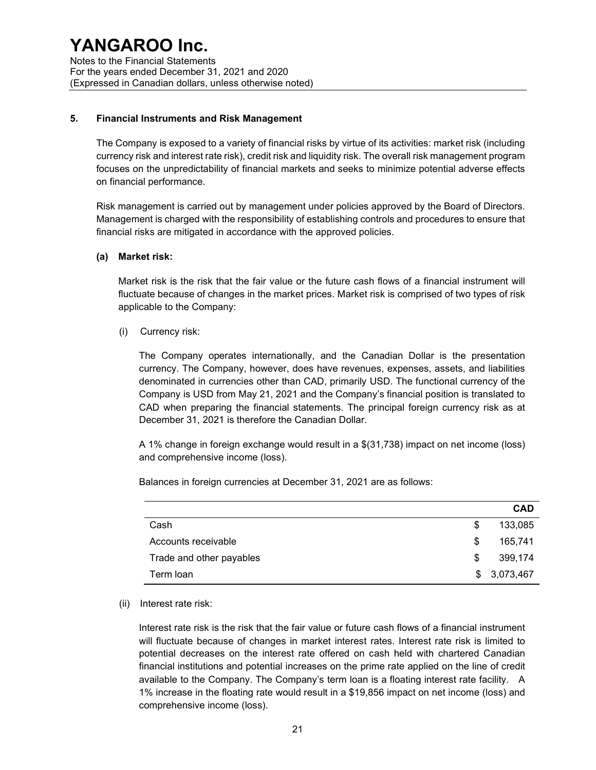## 5. Financial Instruments and Risk Management

The Company is exposed to a variety of financial risks by virtue of its activities: market risk (including currency risk and interest rate risk), credit risk and liquidity risk. The overall risk management program focuses on the unpredictability of financial markets and seeks to minimize potential adverse effects on financial performance.

Risk management is carried out by management under policies approved by the Board of Directors. Management is charged with the responsibility of establishing controls and procedures to ensure that financial risks are mitigated in accordance with the approved policies.

### (a) Market risk:

Market risk is the risk that the fair value or the future cash flows of a financial instrument will fluctuate because of changes in the market prices. Market risk is comprised of two types of risk applicable to the Company:

(i) Currency risk:

The Company operates internationally, and the Canadian Dollar is the presentation currency. The Company, however, does have revenues, expenses, assets, and liabilities denominated in currencies other than CAD, primarily USD. The functional currency of the Company is USD from May 21, 2021 and the Company's financial position is translated to CAD when preparing the financial statements. The principal foreign currency risk as at December 31, 2021 is therefore the Canadian Dollar.

A 1% change in foreign exchange would result in a $(31,738) impact on net income (loss) and comprehensive income (loss).

Balances in foreign currencies at December 31, 2021 are as follows:

| | **CAD** |
|---|---|
| Cash | $ 133,085 |
| Accounts receivable | $ 165,741 |
| Trade and other payables | $ 399,174 |
| Term loan | $ 3,073,467 |

(ii) Interest rate risk:

Interest rate risk is the risk that the fair value or future cash flows of a financial instrument will fluctuate because of changes in market interest rates. Interest rate risk is limited to potential decreases on the interest rate offered on cash held with chartered Canadian financial institutions and potential increases on the prime rate applied on the line of credit available to the Company. The Company's term loan is a floating interest rate facility. A 1% increase in the floating rate would result in a $19,856 impact on net income (loss) and comprehensive income (loss).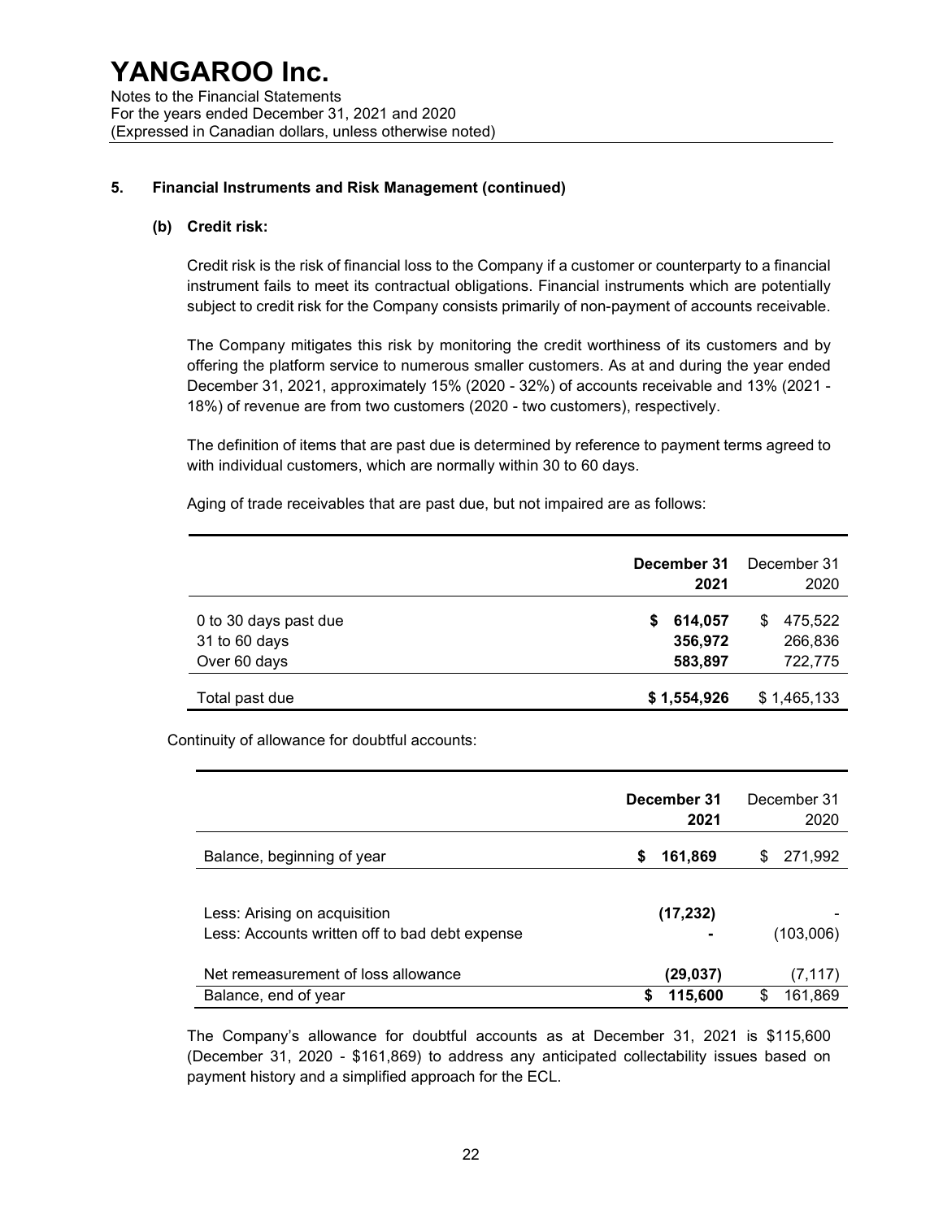### 5. Financial Instruments and Risk Management (continued)

#### (b) Credit risk:

Credit risk is the risk of financial loss to the Company if a customer or counterparty to a financial instrument fails to meet its contractual obligations. Financial instruments which are potentially subject to credit risk for the Company consists primarily of non-payment of accounts receivable.

The Company mitigates this risk by monitoring the credit worthiness of its customers and by offering the platform service to numerous smaller customers. As at and during the year ended December 31, 2021, approximately 15% (2020 - 32%) of accounts receivable and 13% (2021 - 18%) of revenue are from two customers (2020 - two customers), respectively.

The definition of items that are past due is determined by reference to payment terms agreed to with individual customers, which are normally within 30 to 60 days.

Aging of trade receivables that are past due, but not impaired are as follows:

| | **December 31 2021** | December 31 2020 |
|---|---|---|
| 0 to 30 days past due | **$ 614,057** | $ 475,522 |
| 31 to 60 days | **356,972** | 266,836 |
| Over 60 days | **583,897** | 722,775 |
| Total past due | **$ 1,554,926** | $ 1,465,133 |

Continuity of allowance for doubtful accounts:

| | **December 31 2021** | December 31 2020 |
|---|---|---|
| Balance, beginning of year | **$ 161,869** | $ 271,992 |
| Less: Arising on acquisition | **(17,232)** | - |
| Less: Accounts written off to bad debt expense | **-** | (103,006) |
| Net remeasurement of loss allowance | **(29,037)** | (7,117) |
| Balance, end of year | **$ 115,600** | $ 161,869 |

The Company's allowance for doubtful accounts as at December 31, 2021 is $115,600 (December 31, 2020 - $161,869) to address any anticipated collectability issues based on payment history and a simplified approach for the ECL.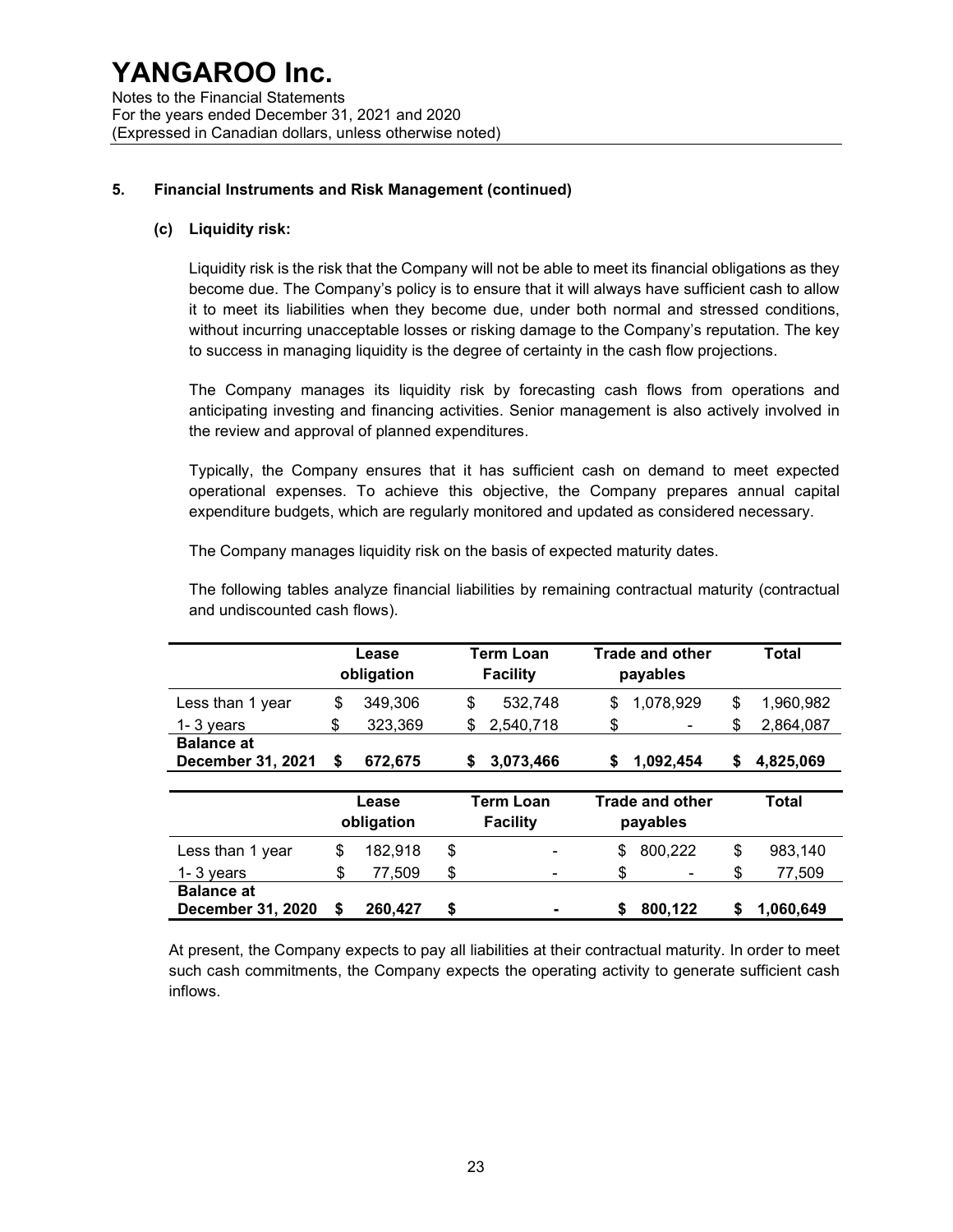## 5. Financial Instruments and Risk Management (continued)

### (c) Liquidity risk:

Liquidity risk is the risk that the Company will not be able to meet its financial obligations as they become due. The Company's policy is to ensure that it will always have sufficient cash to allow it to meet its liabilities when they become due, under both normal and stressed conditions, without incurring unacceptable losses or risking damage to the Company's reputation. The key to success in managing liquidity is the degree of certainty in the cash flow projections.

The Company manages its liquidity risk by forecasting cash flows from operations and anticipating investing and financing activities. Senior management is also actively involved in the review and approval of planned expenditures.

Typically, the Company ensures that it has sufficient cash on demand to meet expected operational expenses. To achieve this objective, the Company prepares annual capital expenditure budgets, which are regularly monitored and updated as considered necessary.

The Company manages liquidity risk on the basis of expected maturity dates.

The following tables analyze financial liabilities by remaining contractual maturity (contractual and undiscounted cash flows).

| | Lease obligation | Term Loan Facility | Trade and other payables | Total |
|---|---|---|---|---|
| Less than 1 year | $ 349,306 | $ 532,748 | $ 1,078,929 | $ 1,960,982 |
| 1- 3 years | $ 323,369 | $ 2,540,718 | $ - | $ 2,864,087 |
| **Balance at December 31, 2021** | **$ 672,675** | **$ 3,073,466** | **$ 1,092,454** | **$ 4,825,069** |

| | Lease obligation | Term Loan Facility | Trade and other payables | Total |
|---|---|---|---|---|
| Less than 1 year | $ 182,918 | $ - | $ 800,222 | $ 983,140 |
| 1- 3 years | $ 77,509 | $ - | $ - | $ 77,509 |
| **Balance at December 31, 2020** | **$ 260,427** | **$ -** | **$ 800,122** | **$ 1,060,649** |

At present, the Company expects to pay all liabilities at their contractual maturity. In order to meet such cash commitments, the Company expects the operating activity to generate sufficient cash inflows.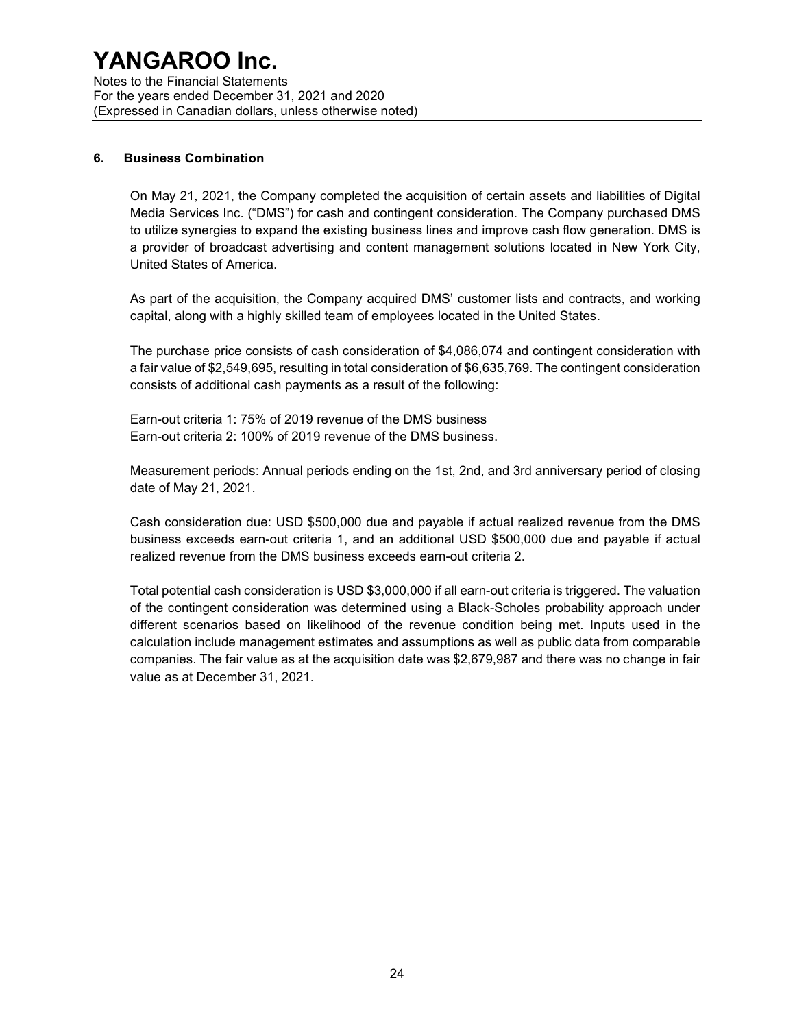## 6. Business Combination

On May 21, 2021, the Company completed the acquisition of certain assets and liabilities of Digital Media Services Inc. ("DMS") for cash and contingent consideration. The Company purchased DMS to utilize synergies to expand the existing business lines and improve cash flow generation. DMS is a provider of broadcast advertising and content management solutions located in New York City, United States of America.

As part of the acquisition, the Company acquired DMS' customer lists and contracts, and working capital, along with a highly skilled team of employees located in the United States.

The purchase price consists of cash consideration of $4,086,074 and contingent consideration with a fair value of $2,549,695, resulting in total consideration of $6,635,769. The contingent consideration consists of additional cash payments as a result of the following:

Earn-out criteria 1: 75% of 2019 revenue of the DMS business
Earn-out criteria 2: 100% of 2019 revenue of the DMS business.

Measurement periods: Annual periods ending on the 1st, 2nd, and 3rd anniversary period of closing date of May 21, 2021.

Cash consideration due: USD $500,000 due and payable if actual realized revenue from the DMS business exceeds earn-out criteria 1, and an additional USD $500,000 due and payable if actual realized revenue from the DMS business exceeds earn-out criteria 2.

Total potential cash consideration is USD $3,000,000 if all earn-out criteria is triggered. The valuation of the contingent consideration was determined using a Black-Scholes probability approach under different scenarios based on likelihood of the revenue condition being met. Inputs used in the calculation include management estimates and assumptions as well as public data from comparable companies. The fair value as at the acquisition date was $2,679,987 and there was no change in fair value as at December 31, 2021.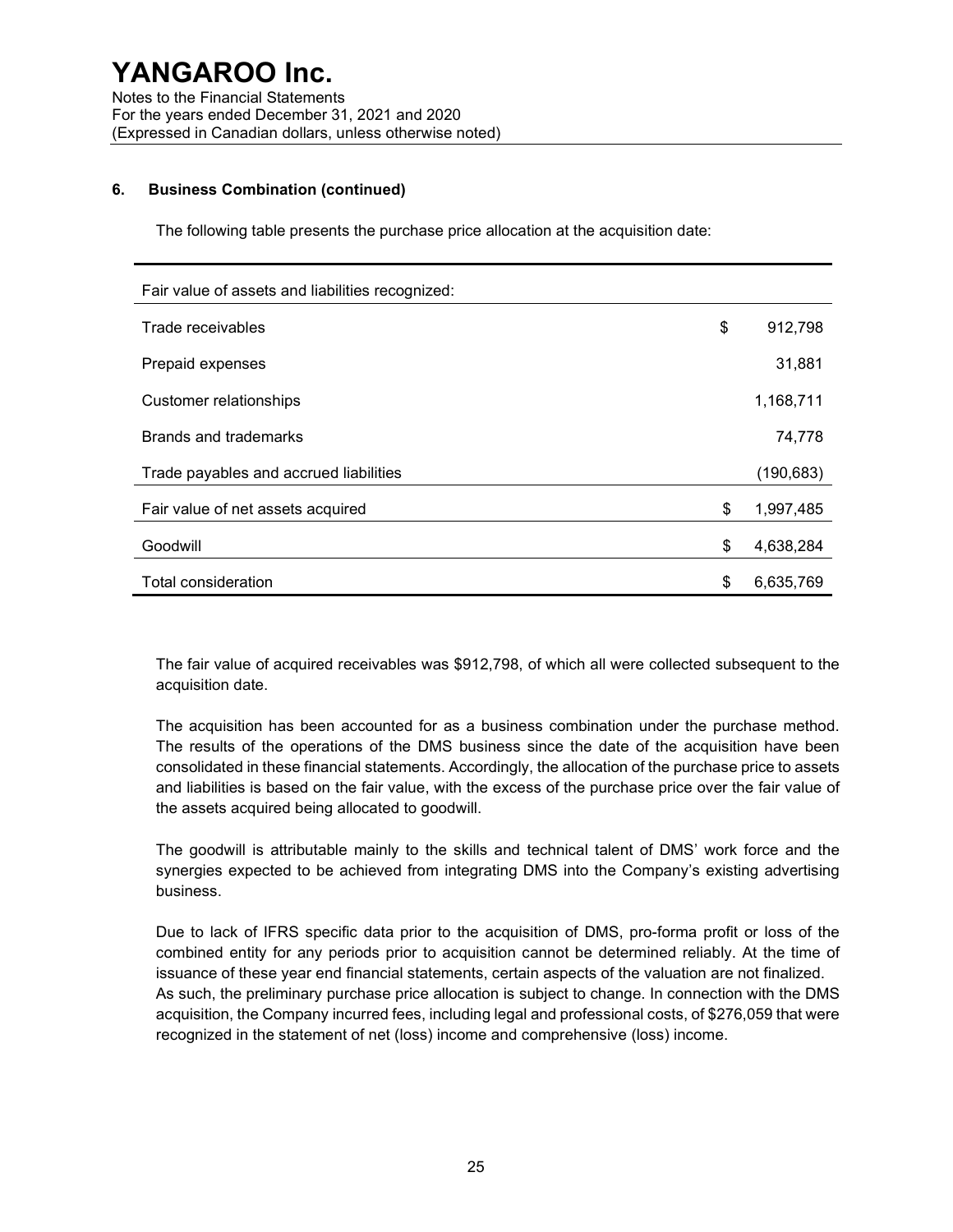## 6. Business Combination (continued)

The following table presents the purchase price allocation at the acquisition date:

| Fair value of assets and liabilities recognized: | |
|---|---|
| Trade receivables | $ 912,798 |
| Prepaid expenses | 31,881 |
| Customer relationships | 1,168,711 |
| Brands and trademarks | 74,778 |
| Trade payables and accrued liabilities | (190,683) |
| Fair value of net assets acquired | $ 1,997,485 |
| Goodwill | $ 4,638,284 |
| Total consideration | $ 6,635,769 |

The fair value of acquired receivables was $912,798, of which all were collected subsequent to the acquisition date.

The acquisition has been accounted for as a business combination under the purchase method. The results of the operations of the DMS business since the date of the acquisition have been consolidated in these financial statements. Accordingly, the allocation of the purchase price to assets and liabilities is based on the fair value, with the excess of the purchase price over the fair value of the assets acquired being allocated to goodwill.

The goodwill is attributable mainly to the skills and technical talent of DMS' work force and the synergies expected to be achieved from integrating DMS into the Company's existing advertising business.

Due to lack of IFRS specific data prior to the acquisition of DMS, pro-forma profit or loss of the combined entity for any periods prior to acquisition cannot be determined reliably. At the time of issuance of these year end financial statements, certain aspects of the valuation are not finalized. As such, the preliminary purchase price allocation is subject to change. In connection with the DMS acquisition, the Company incurred fees, including legal and professional costs, of $276,059 that were recognized in the statement of net (loss) income and comprehensive (loss) income.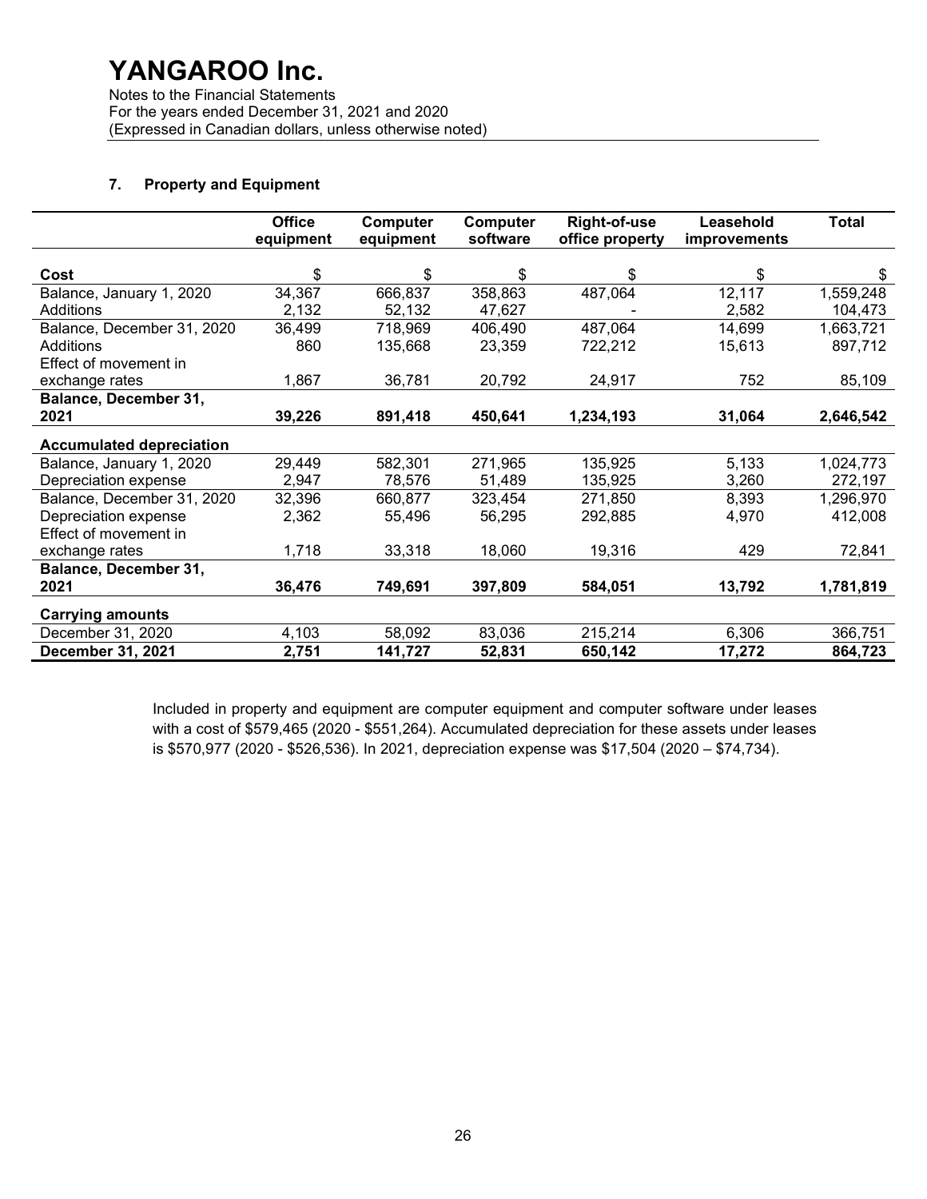### 7. Property and Equipment

| | Office equipment | Computer equipment | Computer software | Right-of-use office property | Leasehold improvements | Total |
|---|---|---|---|---|---|---|
| **Cost** | $ | $ | $ | $ | $ | $ |
| Balance, January 1, 2020 | 34,367 | 666,837 | 358,863 | 487,064 | 12,117 | 1,559,248 |
| Additions | 2,132 | 52,132 | 47,627 | - | 2,582 | 104,473 |
| Balance, December 31, 2020 | 36,499 | 718,969 | 406,490 | 487,064 | 14,699 | 1,663,721 |
| Additions | 860 | 135,668 | 23,359 | 722,212 | 15,613 | 897,712 |
| Effect of movement in exchange rates | 1,867 | 36,781 | 20,792 | 24,917 | 752 | 85,109 |
| **Balance, December 31, 2021** | **39,226** | **891,418** | **450,641** | **1,234,193** | **31,064** | **2,646,542** |
| **Accumulated depreciation** | | | | | | |
| Balance, January 1, 2020 | 29,449 | 582,301 | 271,965 | 135,925 | 5,133 | 1,024,773 |
| Depreciation expense | 2,947 | 78,576 | 51,489 | 135,925 | 3,260 | 272,197 |
| Balance, December 31, 2020 | 32,396 | 660,877 | 323,454 | 271,850 | 8,393 | 1,296,970 |
| Depreciation expense | 2,362 | 55,496 | 56,295 | 292,885 | 4,970 | 412,008 |
| Effect of movement in exchange rates | 1,718 | 33,318 | 18,060 | 19,316 | 429 | 72,841 |
| **Balance, December 31, 2021** | **36,476** | **749,691** | **397,809** | **584,051** | **13,792** | **1,781,819** |
| **Carrying amounts** | | | | | | |
| December 31, 2020 | 4,103 | 58,092 | 83,036 | 215,214 | 6,306 | 366,751 |
| **December 31, 2021** | **2,751** | **141,727** | **52,831** | **650,142** | **17,272** | **864,723** |

Included in property and equipment are computer equipment and computer software under leases with a cost of $579,465 (2020 - $551,264). Accumulated depreciation for these assets under leases is $570,977 (2020 - $526,536). In 2021, depreciation expense was $17,504 (2020 – $74,734).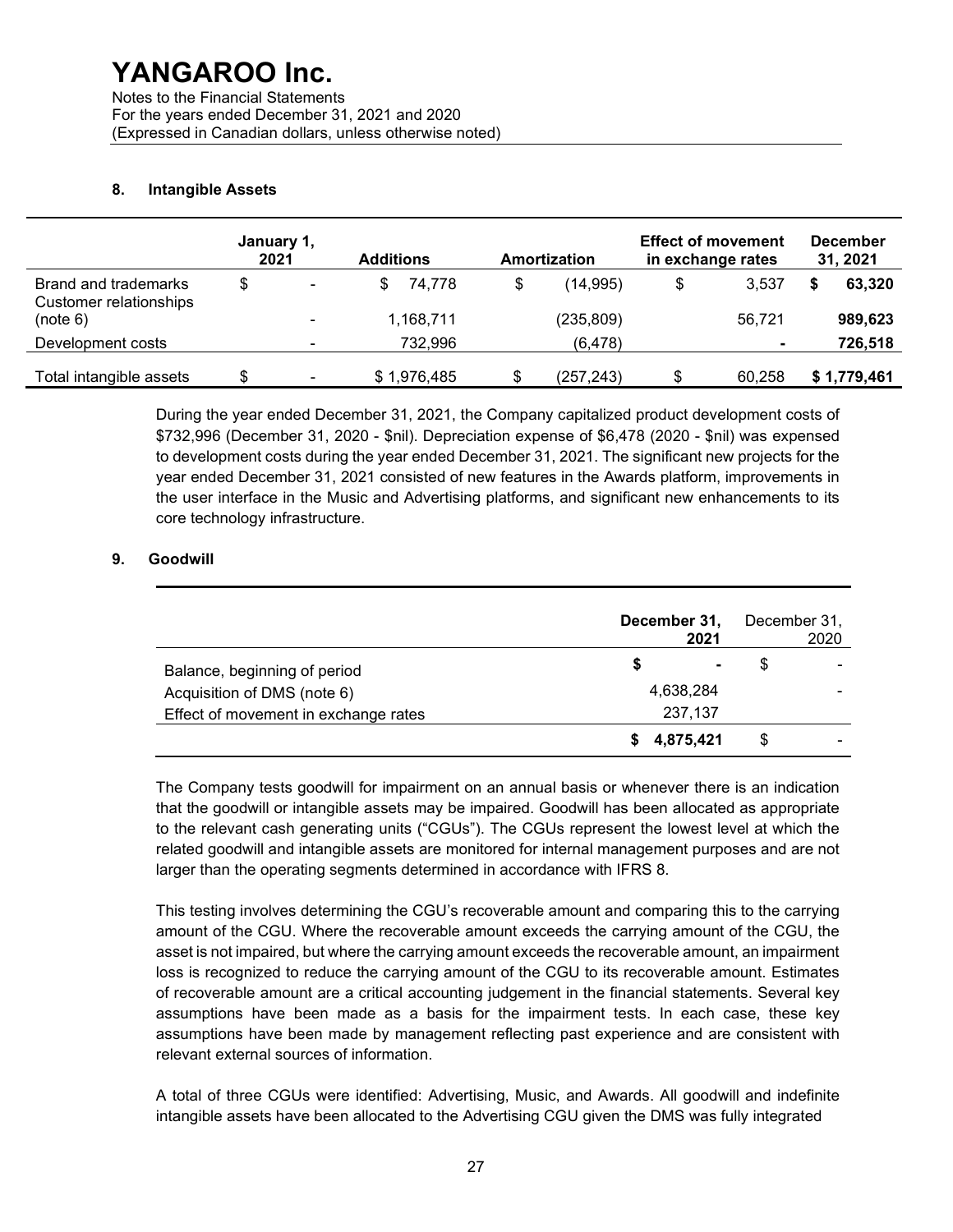## 8. Intangible Assets

| | January 1, 2021 | Additions | Amortization | Effect of movement in exchange rates | December 31, 2021 |
|---|---|---|---|---|---|
| Brand and trademarks | $ - | $ 74,778 | $ (14,995) | $ 3,537 | **$ 63,320** |
| Customer relationships (note 6) | - | 1,168,711 | (235,809) | 56,721 | **989,623** |
| Development costs | - | 732,996 | (6,478) | - | **726,518** |
| Total intangible assets | $ - | $ 1,976,485 | $ (257,243) | $ 60,258 | **$ 1,779,461** |

During the year ended December 31, 2021, the Company capitalized product development costs of $732,996 (December 31, 2020 - $nil). Depreciation expense of $6,478 (2020 - $nil) was expensed to development costs during the year ended December 31, 2021. The significant new projects for the year ended December 31, 2021 consisted of new features in the Awards platform, improvements in the user interface in the Music and Advertising platforms, and significant new enhancements to its core technology infrastructure.

## 9. Goodwill

| | **December 31, 2021** | December 31, 2020 |
|---|---|---|
| Balance, beginning of period | **$ -** | $ - |
| Acquisition of DMS (note 6) | 4,638,284 | - |
| Effect of movement in exchange rates | 237,137 | |
| | **$ 4,875,421** | $ - |

The Company tests goodwill for impairment on an annual basis or whenever there is an indication that the goodwill or intangible assets may be impaired. Goodwill has been allocated as appropriate to the relevant cash generating units ("CGUs"). The CGUs represent the lowest level at which the related goodwill and intangible assets are monitored for internal management purposes and are not larger than the operating segments determined in accordance with IFRS 8.

This testing involves determining the CGU's recoverable amount and comparing this to the carrying amount of the CGU. Where the recoverable amount exceeds the carrying amount of the CGU, the asset is not impaired, but where the carrying amount exceeds the recoverable amount, an impairment loss is recognized to reduce the carrying amount of the CGU to its recoverable amount. Estimates of recoverable amount are a critical accounting judgement in the financial statements. Several key assumptions have been made as a basis for the impairment tests. In each case, these key assumptions have been made by management reflecting past experience and are consistent with relevant external sources of information.

A total of three CGUs were identified: Advertising, Music, and Awards. All goodwill and indefinite intangible assets have been allocated to the Advertising CGU given the DMS was fully integrated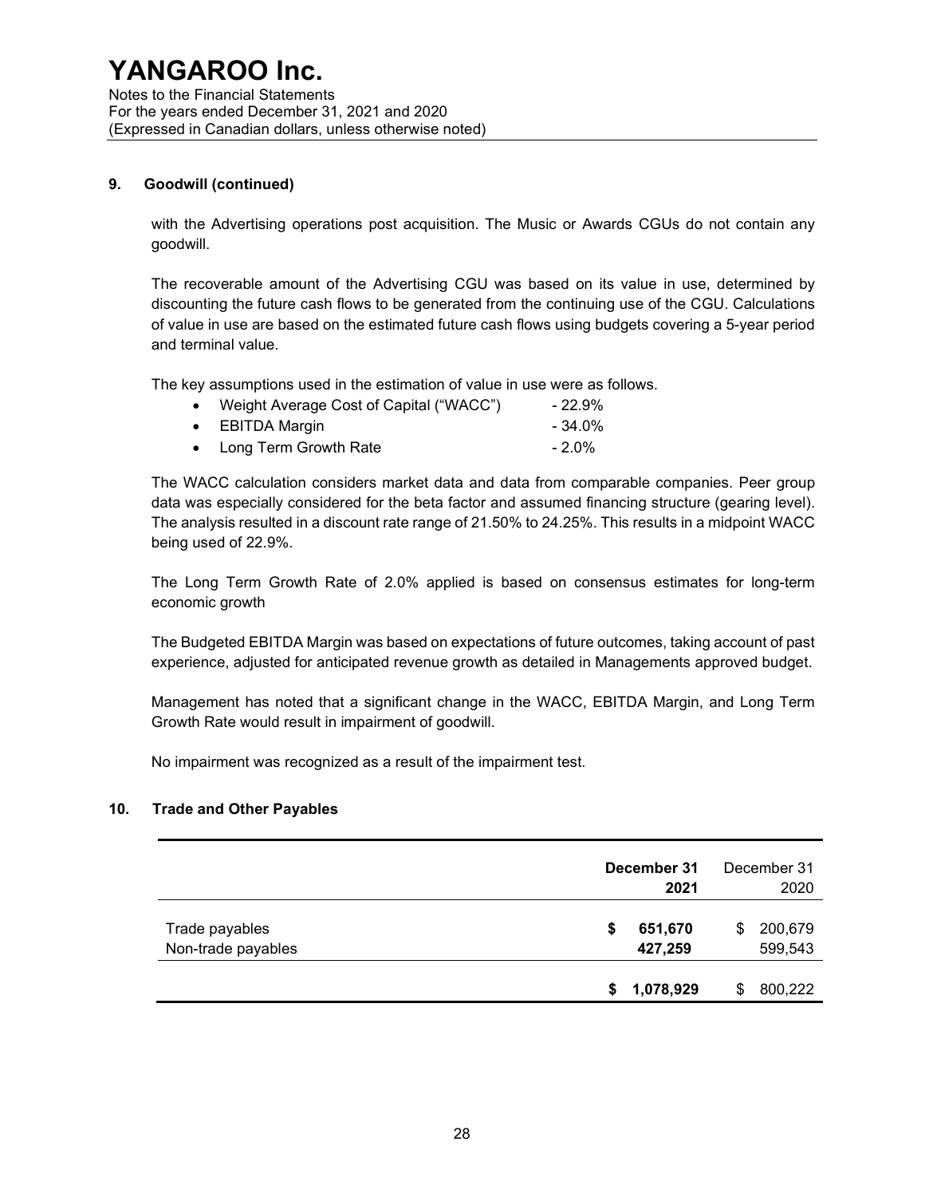## 9. Goodwill (continued)

with the Advertising operations post acquisition. The Music or Awards CGUs do not contain any goodwill.

The recoverable amount of the Advertising CGU was based on its value in use, determined by discounting the future cash flows to be generated from the continuing use of the CGU. Calculations of value in use are based on the estimated future cash flows using budgets covering a 5-year period and terminal value.

The key assumptions used in the estimation of value in use were as follows.

- Weight Average Cost of Capital ("WACC") - 22.9%
- EBITDA Margin - 34.0%
- Long Term Growth Rate - 2.0%

The WACC calculation considers market data and data from comparable companies. Peer group data was especially considered for the beta factor and assumed financing structure (gearing level). The analysis resulted in a discount rate range of 21.50% to 24.25%. This results in a midpoint WACC being used of 22.9%.

The Long Term Growth Rate of 2.0% applied is based on consensus estimates for long-term economic growth

The Budgeted EBITDA Margin was based on expectations of future outcomes, taking account of past experience, adjusted for anticipated revenue growth as detailed in Managements approved budget.

Management has noted that a significant change in the WACC, EBITDA Margin, and Long Term Growth Rate would result in impairment of goodwill.

No impairment was recognized as a result of the impairment test.

## 10. Trade and Other Payables

| | **December 31 2021** | December 31 2020 |
|---|---|---|
| Trade payables | **$ 651,670** | $ 200,679 |
| Non-trade payables | **427,259** | 599,543 |
| | **$ 1,078,929** | $ 800,222 |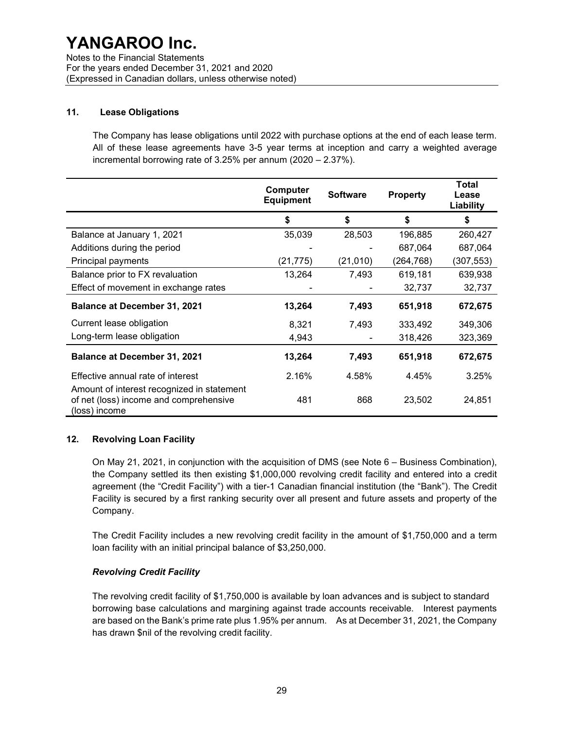## 11. Lease Obligations

The Company has lease obligations until 2022 with purchase options at the end of each lease term. All of these lease agreements have 3-5 year terms at inception and carry a weighted average incremental borrowing rate of 3.25% per annum (2020 – 2.37%).

| | Computer Equipment | Software | Property | Total Lease Liability |
|---|---|---|---|---|
| | $ | $ | $ | $ |
| Balance at January 1, 2021 | 35,039 | 28,503 | 196,885 | 260,427 |
| Additions during the period | - | - | 687,064 | 687,064 |
| Principal payments | (21,775) | (21,010) | (264,768) | (307,553) |
| Balance prior to FX revaluation | 13,264 | 7,493 | 619,181 | 639,938 |
| Effect of movement in exchange rates | - | - | 32,737 | 32,737 |
| **Balance at December 31, 2021** | **13,264** | **7,493** | **651,918** | **672,675** |
| Current lease obligation | 8,321 | 7,493 | 333,492 | 349,306 |
| Long-term lease obligation | 4,943 | - | 318,426 | 323,369 |
| **Balance at December 31, 2021** | **13,264** | **7,493** | **651,918** | **672,675** |
| Effective annual rate of interest | 2.16% | 4.58% | 4.45% | 3.25% |
| Amount of interest recognized in statement of net (loss) income and comprehensive (loss) income | 481 | 868 | 23,502 | 24,851 |

## 12. Revolving Loan Facility

On May 21, 2021, in conjunction with the acquisition of DMS (see Note 6 – Business Combination), the Company settled its then existing $1,000,000 revolving credit facility and entered into a credit agreement (the "Credit Facility") with a tier-1 Canadian financial institution (the "Bank"). The Credit Facility is secured by a first ranking security over all present and future assets and property of the Company.

The Credit Facility includes a new revolving credit facility in the amount of $1,750,000 and a term loan facility with an initial principal balance of $3,250,000.

### *Revolving Credit Facility*

The revolving credit facility of $1,750,000 is available by loan advances and is subject to standard borrowing base calculations and margining against trade accounts receivable. Interest payments are based on the Bank's prime rate plus 1.95% per annum. As at December 31, 2021, the Company has drawn $nil of the revolving credit facility.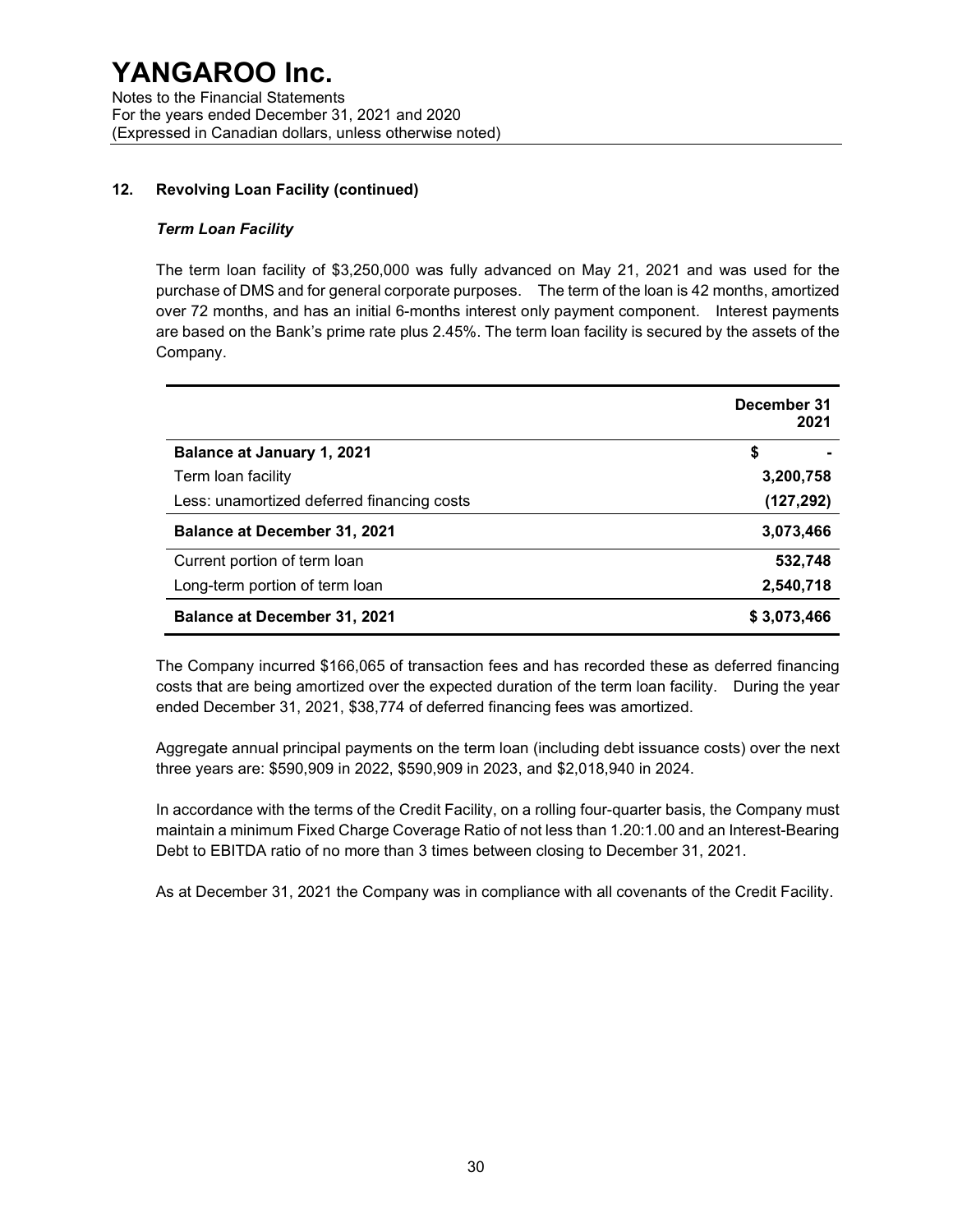## 12. Revolving Loan Facility (continued)

### *Term Loan Facility*

The term loan facility of $3,250,000 was fully advanced on May 21, 2021 and was used for the purchase of DMS and for general corporate purposes. The term of the loan is 42 months, amortized over 72 months, and has an initial 6-months interest only payment component. Interest payments are based on the Bank's prime rate plus 2.45%. The term loan facility is secured by the assets of the Company.

| | December 31 2021 |
|---|---|
| **Balance at January 1, 2021** | **$ -** |
| Term loan facility | **3,200,758** |
| Less: unamortized deferred financing costs | **(127,292)** |
| **Balance at December 31, 2021** | **3,073,466** |
| Current portion of term loan | **532,748** |
| Long-term portion of term loan | **2,540,718** |
| **Balance at December 31, 2021** | **$ 3,073,466** |

The Company incurred $166,065 of transaction fees and has recorded these as deferred financing costs that are being amortized over the expected duration of the term loan facility. During the year ended December 31, 2021, $38,774 of deferred financing fees was amortized.

Aggregate annual principal payments on the term loan (including debt issuance costs) over the next three years are: $590,909 in 2022, $590,909 in 2023, and $2,018,940 in 2024.

In accordance with the terms of the Credit Facility, on a rolling four-quarter basis, the Company must maintain a minimum Fixed Charge Coverage Ratio of not less than 1.20:1.00 and an Interest-Bearing Debt to EBITDA ratio of no more than 3 times between closing to December 31, 2021.

As at December 31, 2021 the Company was in compliance with all covenants of the Credit Facility.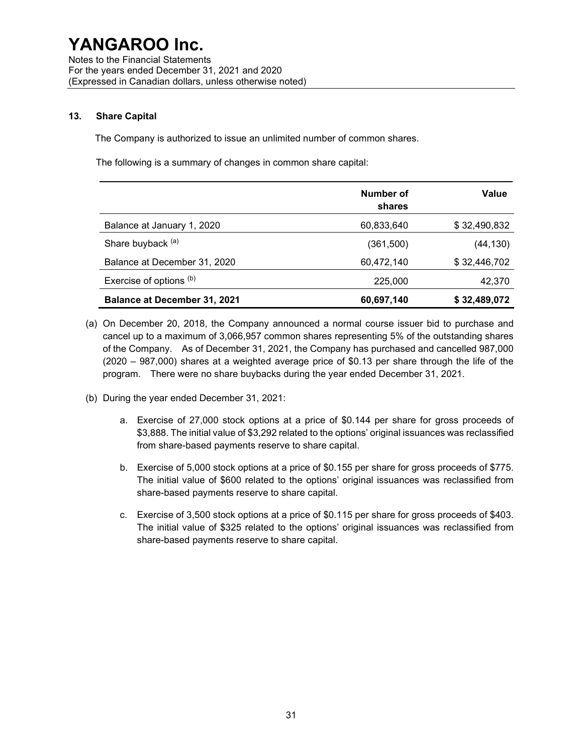# YANGAROO Inc.

Notes to the Financial Statements
For the years ended December 31, 2021 and 2020
(Expressed in Canadian dollars, unless otherwise noted)

## 13. Share Capital

The Company is authorized to issue an unlimited number of common shares.

The following is a summary of changes in common share capital:

| | Number of shares | Value |
|---|---|---|
| Balance at January 1, 2020 | 60,833,640 | $ 32,490,832 |
| Share buyback [(a)] | (361,500) | (44,130) |
| Balance at December 31, 2020 | 60,472,140 | $ 32,446,702 |
| Exercise of options [(b)] | 225,000 | 42,370 |
| **Balance at December 31, 2021** | **60,697,140** | **$ 32,489,072** |

(a) On December 20, 2018, the Company announced a normal course issuer bid to purchase and cancel up to a maximum of 3,066,957 common shares representing 5% of the outstanding shares of the Company. As of December 31, 2021, the Company has purchased and cancelled 987,000 (2020 – 987,000) shares at a weighted average price of $0.13 per share through the life of the program. There were no share buybacks during the year ended December 31, 2021.

(b) During the year ended December 31, 2021:

a. Exercise of 27,000 stock options at a price of $0.144 per share for gross proceeds of $3,888. The initial value of $3,292 related to the options' original issuances was reclassified from share-based payments reserve to share capital.

b. Exercise of 5,000 stock options at a price of $0.155 per share for gross proceeds of $775. The initial value of $600 related to the options' original issuances was reclassified from share-based payments reserve to share capital.

c. Exercise of 3,500 stock options at a price of $0.115 per share for gross proceeds of $403. The initial value of $325 related to the options' original issuances was reclassified from share-based payments reserve to share capital.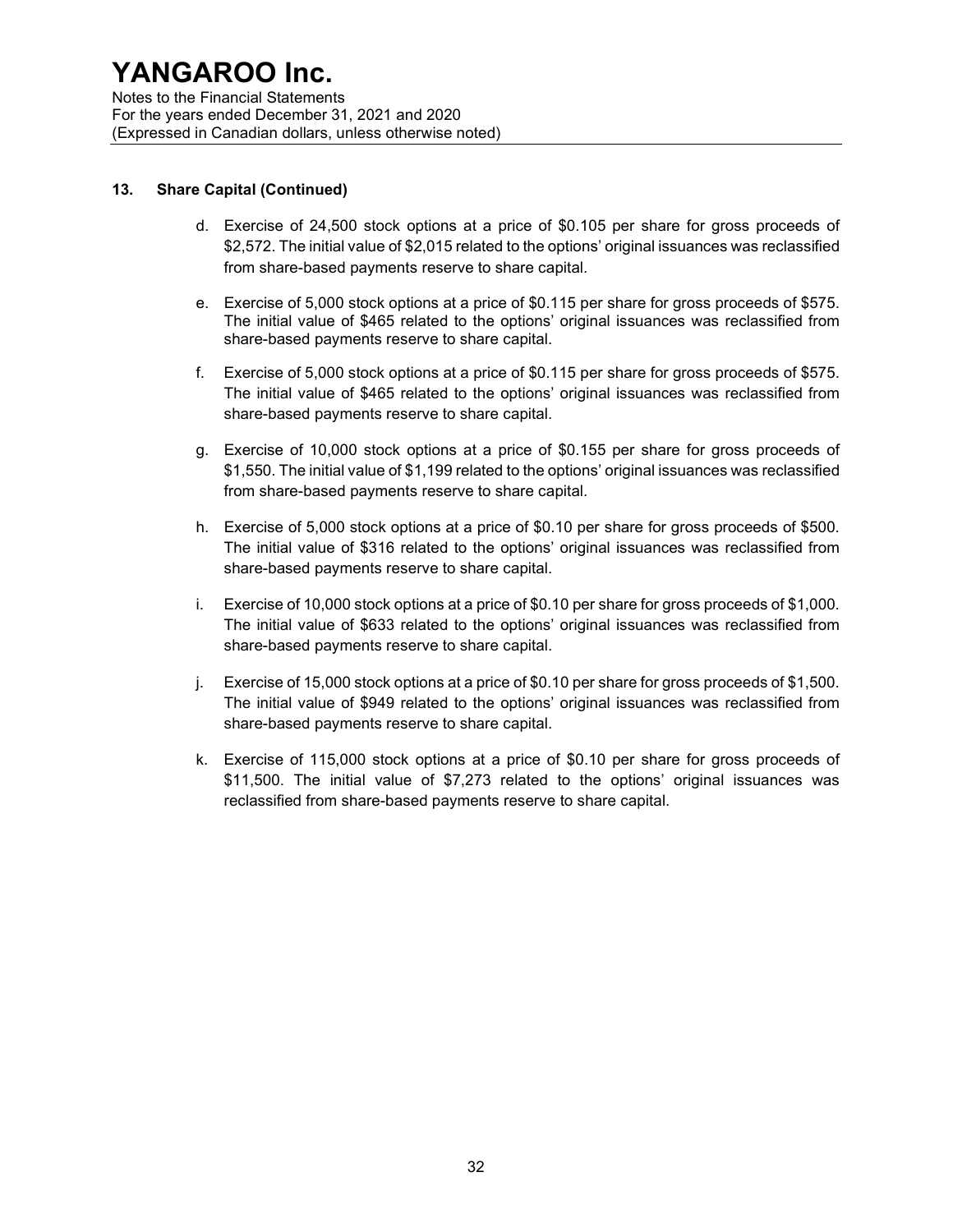## 13. Share Capital (Continued)

d. Exercise of 24,500 stock options at a price of $0.105 per share for gross proceeds of $2,572. The initial value of $2,015 related to the options' original issuances was reclassified from share-based payments reserve to share capital.

e. Exercise of 5,000 stock options at a price of $0.115 per share for gross proceeds of $575. The initial value of $465 related to the options' original issuances was reclassified from share-based payments reserve to share capital.

f. Exercise of 5,000 stock options at a price of $0.115 per share for gross proceeds of $575. The initial value of $465 related to the options' original issuances was reclassified from share-based payments reserve to share capital.

g. Exercise of 10,000 stock options at a price of $0.155 per share for gross proceeds of $1,550. The initial value of $1,199 related to the options' original issuances was reclassified from share-based payments reserve to share capital.

h. Exercise of 5,000 stock options at a price of $0.10 per share for gross proceeds of $500. The initial value of $316 related to the options' original issuances was reclassified from share-based payments reserve to share capital.

i. Exercise of 10,000 stock options at a price of $0.10 per share for gross proceeds of $1,000. The initial value of $633 related to the options' original issuances was reclassified from share-based payments reserve to share capital.

j. Exercise of 15,000 stock options at a price of $0.10 per share for gross proceeds of $1,500. The initial value of $949 related to the options' original issuances was reclassified from share-based payments reserve to share capital.

k. Exercise of 115,000 stock options at a price of $0.10 per share for gross proceeds of $11,500. The initial value of $7,273 related to the options' original issuances was reclassified from share-based payments reserve to share capital.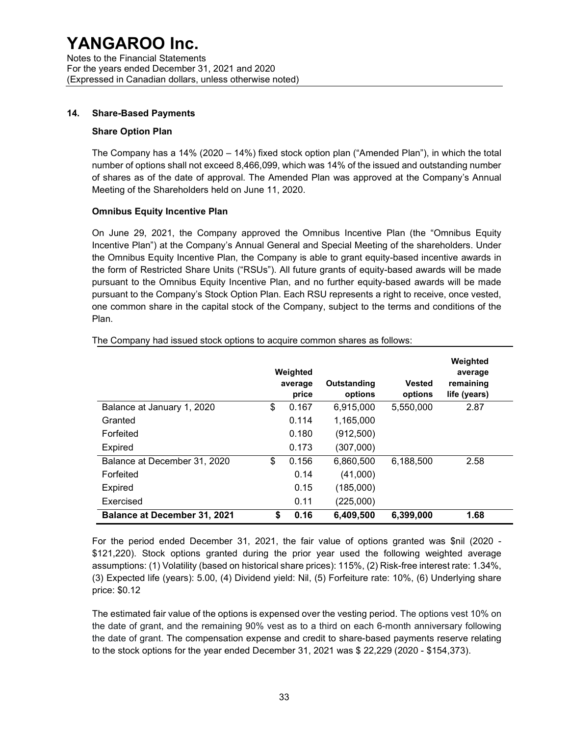# YANGAROO Inc.

Notes to the Financial Statements
For the years ended December 31, 2021 and 2020
(Expressed in Canadian dollars, unless otherwise noted)

## 14. Share-Based Payments

### Share Option Plan

The Company has a 14% (2020 – 14%) fixed stock option plan ("Amended Plan"), in which the total number of options shall not exceed 8,466,099, which was 14% of the issued and outstanding number of shares as of the date of approval. The Amended Plan was approved at the Company's Annual Meeting of the Shareholders held on June 11, 2020.

### Omnibus Equity Incentive Plan

On June 29, 2021, the Company approved the Omnibus Incentive Plan (the "Omnibus Equity Incentive Plan") at the Company's Annual General and Special Meeting of the shareholders. Under the Omnibus Equity Incentive Plan, the Company is able to grant equity-based incentive awards in the form of Restricted Share Units ("RSUs"). All future grants of equity-based awards will be made pursuant to the Omnibus Equity Incentive Plan, and no further equity-based awards will be made pursuant to the Company's Stock Option Plan. Each RSU represents a right to receive, once vested, one common share in the capital stock of the Company, subject to the terms and conditions of the Plan.

The Company had issued stock options to acquire common shares as follows:

| | Weighted average price | Outstanding options | Vested options | Weighted average remaining life (years) |
|---|---|---|---|---|
| Balance at January 1, 2020 | $ 0.167 | 6,915,000 | 5,550,000 | 2.87 |
| Granted | 0.114 | 1,165,000 | | |
| Forfeited | 0.180 | (912,500) | | |
| Expired | 0.173 | (307,000) | | |
| Balance at December 31, 2020 | $ 0.156 | 6,860,500 | 6,188,500 | 2.58 |
| Forfeited | 0.14 | (41,000) | | |
| Expired | 0.15 | (185,000) | | |
| Exercised | 0.11 | (225,000) | | |
| **Balance at December 31, 2021** | **$ 0.16** | **6,409,500** | **6,399,000** | **1.68** |

For the period ended December 31, 2021, the fair value of options granted was $nil (2020 - $121,220). Stock options granted during the prior year used the following weighted average assumptions: (1) Volatility (based on historical share prices): 115%, (2) Risk-free interest rate: 1.34%, (3) Expected life (years): 5.00, (4) Dividend yield: Nil, (5) Forfeiture rate: 10%, (6) Underlying share price: $0.12

The estimated fair value of the options is expensed over the vesting period. The options vest 10% on the date of grant, and the remaining 90% vest as to a third on each 6-month anniversary following the date of grant. The compensation expense and credit to share-based payments reserve relating to the stock options for the year ended December 31, 2021 was $ 22,229 (2020 - $154,373).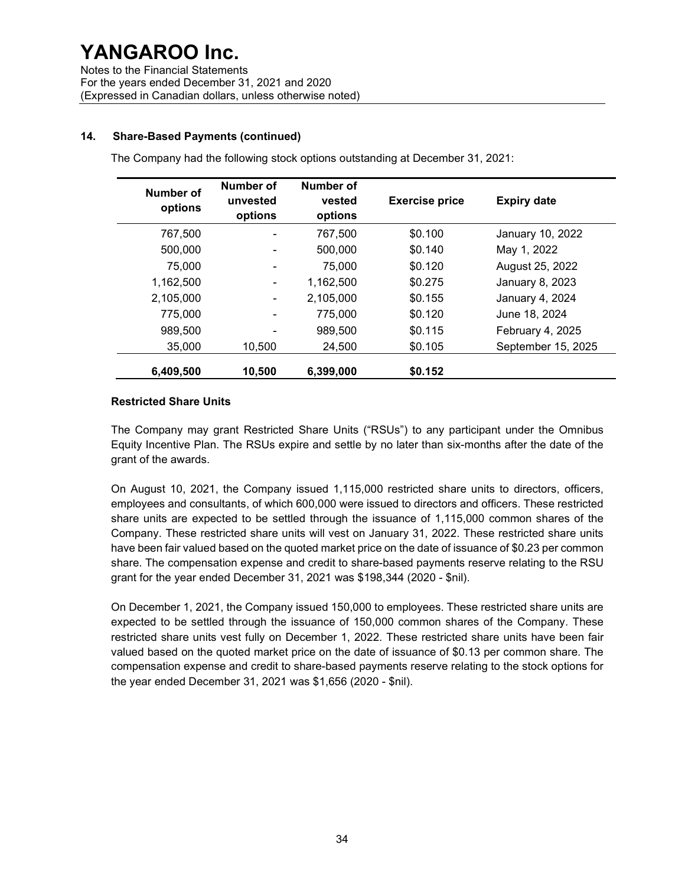## 14. Share-Based Payments (continued)

The Company had the following stock options outstanding at December 31, 2021:

| Number of options | Number of unvested options | Number of vested options | Exercise price | Expiry date |
|---|---|---|---|---|
| 767,500 | - | 767,500 | $0.100 | January 10, 2022 |
| 500,000 | - | 500,000 | $0.140 | May 1, 2022 |
| 75,000 | - | 75,000 | $0.120 | August 25, 2022 |
| 1,162,500 | - | 1,162,500 | $0.275 | January 8, 2023 |
| 2,105,000 | - | 2,105,000 | $0.155 | January 4, 2024 |
| 775,000 | - | 775,000 | $0.120 | June 18, 2024 |
| 989,500 | - | 989,500 | $0.115 | February 4, 2025 |
| 35,000 | 10,500 | 24,500 | $0.105 | September 15, 2025 |
| **6,409,500** | **10,500** | **6,399,000** | **$0.152** | |

### Restricted Share Units

The Company may grant Restricted Share Units ("RSUs") to any participant under the Omnibus Equity Incentive Plan. The RSUs expire and settle by no later than six-months after the date of the grant of the awards.

On August 10, 2021, the Company issued 1,115,000 restricted share units to directors, officers, employees and consultants, of which 600,000 were issued to directors and officers. These restricted share units are expected to be settled through the issuance of 1,115,000 common shares of the Company. These restricted share units will vest on January 31, 2022. These restricted share units have been fair valued based on the quoted market price on the date of issuance of $0.23 per common share. The compensation expense and credit to share-based payments reserve relating to the RSU grant for the year ended December 31, 2021 was $198,344 (2020 - $nil).

On December 1, 2021, the Company issued 150,000 to employees. These restricted share units are expected to be settled through the issuance of 150,000 common shares of the Company. These restricted share units vest fully on December 1, 2022. These restricted share units have been fair valued based on the quoted market price on the date of issuance of $0.13 per common share. The compensation expense and credit to share-based payments reserve relating to the stock options for the year ended December 31, 2021 was $1,656 (2020 - $nil).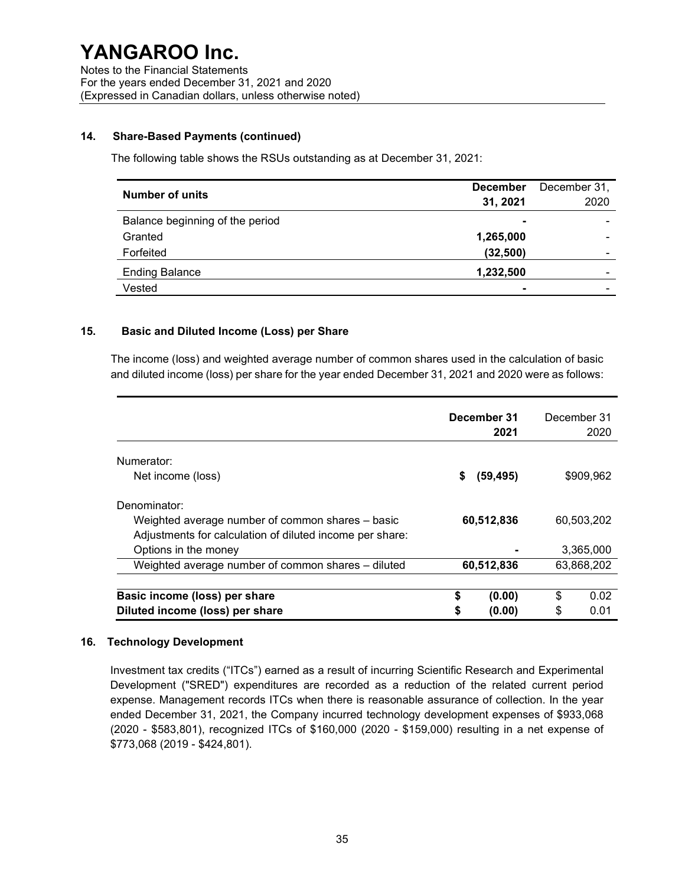### 14. Share-Based Payments (continued)

The following table shows the RSUs outstanding as at December 31, 2021:

| Number of units | **December 31, 2021** | December 31, 2020 |
|---|---|---|
| Balance beginning of the period | **-** | - |
| Granted | **1,265,000** | - |
| Forfeited | **(32,500)** | - |
| Ending Balance | **1,232,500** | - |
| Vested | **-** | - |

### 15. Basic and Diluted Income (Loss) per Share

The income (loss) and weighted average number of common shares used in the calculation of basic and diluted income (loss) per share for the year ended December 31, 2021 and 2020 were as follows:

| | **December 31 2021** | December 31 2020 |
|---|---|---|
| Numerator: | | |
| Net income (loss) | **$ (59,495)** | $909,962 |
| Denominator: | | |
| Weighted average number of common shares – basic | **60,512,836** | 60,503,202 |
| Adjustments for calculation of diluted income per share: | | |
| Options in the money | **-** | 3,365,000 |
| Weighted average number of common shares – diluted | **60,512,836** | 63,868,202 |
| **Basic income (loss) per share** | **$ (0.00)** | $ 0.02 |
| **Diluted income (loss) per share** | **$ (0.00)** | $ 0.01 |

### 16. Technology Development

Investment tax credits ("ITCs") earned as a result of incurring Scientific Research and Experimental Development ("SRED") expenditures are recorded as a reduction of the related current period expense. Management records ITCs when there is reasonable assurance of collection. In the year ended December 31, 2021, the Company incurred technology development expenses of $933,068 (2020 - $583,801), recognized ITCs of $160,000 (2020 - $159,000) resulting in a net expense of $773,068 (2019 - $424,801).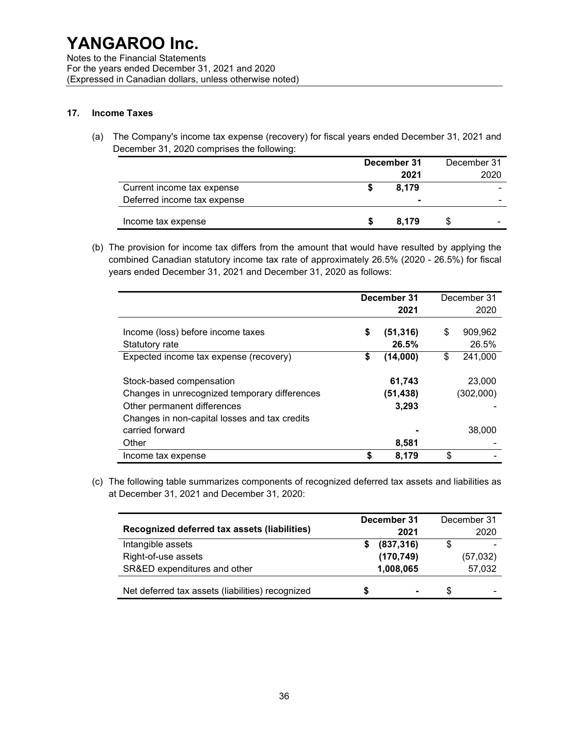# YANGAROO Inc.

Notes to the Financial Statements
For the years ended December 31, 2021 and 2020
(Expressed in Canadian dollars, unless otherwise noted)

## 17. Income Taxes

(a) The Company's income tax expense (recovery) for fiscal years ended December 31, 2021 and December 31, 2020 comprises the following:

| | December 31 2021 | December 31 2020 |
|---|---|---|
| Current income tax expense | $ 8,179 | - |
| Deferred income tax expense | - | - |
| Income tax expense | $ 8,179 | $ - |

(b) The provision for income tax differs from the amount that would have resulted by applying the combined Canadian statutory income tax rate of approximately 26.5% (2020 - 26.5%) for fiscal years ended December 31, 2021 and December 31, 2020 as follows:

| | December 31 2021 | December 31 2020 |
|---|---|---|
| Income (loss) before income taxes | $ (51,316) | $ 909,962 |
| Statutory rate | 26.5% | 26.5% |
| Expected income tax expense (recovery) | $ (14,000) | $ 241,000 |
| Stock-based compensation | 61,743 | 23,000 |
| Changes in unrecognized temporary differences | (51,438) | (302,000) |
| Other permanent differences | 3,293 | - |
| Changes in non-capital losses and tax credits carried forward | - | 38,000 |
| Other | 8,581 | - |
| Income tax expense | $ 8,179 | $ - |

(c) The following table summarizes components of recognized deferred tax assets and liabilities as at December 31, 2021 and December 31, 2020:

| Recognized deferred tax assets (liabilities) | December 31 2021 | December 31 2020 |
|---|---|---|
| Intangible assets | $ (837,316) | $ - |
| Right-of-use assets | (170,749) | (57,032) |
| SR&ED expenditures and other | 1,008,065 | 57,032 |
| Net deferred tax assets (liabilities) recognized | $ - | $ - |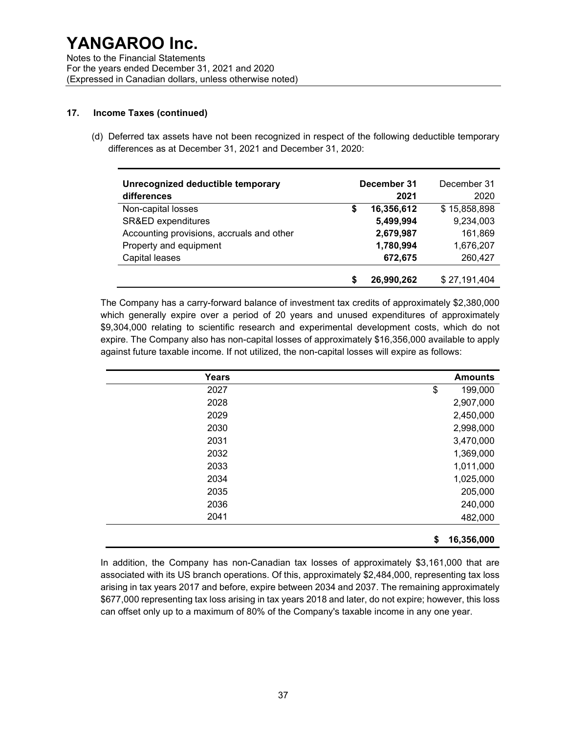# YANGAROO Inc.

Notes to the Financial Statements
For the years ended December 31, 2021 and 2020
(Expressed in Canadian dollars, unless otherwise noted)

## 17. Income Taxes (continued)

(d) Deferred tax assets have not been recognized in respect of the following deductible temporary differences as at December 31, 2021 and December 31, 2020:

| Unrecognized deductible temporary differences | December 31 2021 | December 31 2020 |
|---|---|---|
| Non-capital losses | $ 16,356,612 | $ 15,858,898 |
| SR&ED expenditures | 5,499,994 | 9,234,003 |
| Accounting provisions, accruals and other | 2,679,987 | 161,869 |
| Property and equipment | 1,780,994 | 1,676,207 |
| Capital leases | 672,675 | 260,427 |
| | $ 26,990,262 | $ 27,191,404 |

The Company has a carry-forward balance of investment tax credits of approximately $2,380,000 which generally expire over a period of 20 years and unused expenditures of approximately $9,304,000 relating to scientific research and experimental development costs, which do not expire. The Company also has non-capital losses of approximately $16,356,000 available to apply against future taxable income. If not utilized, the non-capital losses will expire as follows:

| Years | Amounts |
|---|---|
| 2027 | $ 199,000 |
| 2028 | 2,907,000 |
| 2029 | 2,450,000 |
| 2030 | 2,998,000 |
| 2031 | 3,470,000 |
| 2032 | 1,369,000 |
| 2033 | 1,011,000 |
| 2034 | 1,025,000 |
| 2035 | 205,000 |
| 2036 | 240,000 |
| 2041 | 482,000 |
| | $ 16,356,000 |

In addition, the Company has non-Canadian tax losses of approximately $3,161,000 that are associated with its US branch operations. Of this, approximately $2,484,000, representing tax loss arising in tax years 2017 and before, expire between 2034 and 2037. The remaining approximately $677,000 representing tax loss arising in tax years 2018 and later, do not expire; however, this loss can offset only up to a maximum of 80% of the Company's taxable income in any one year.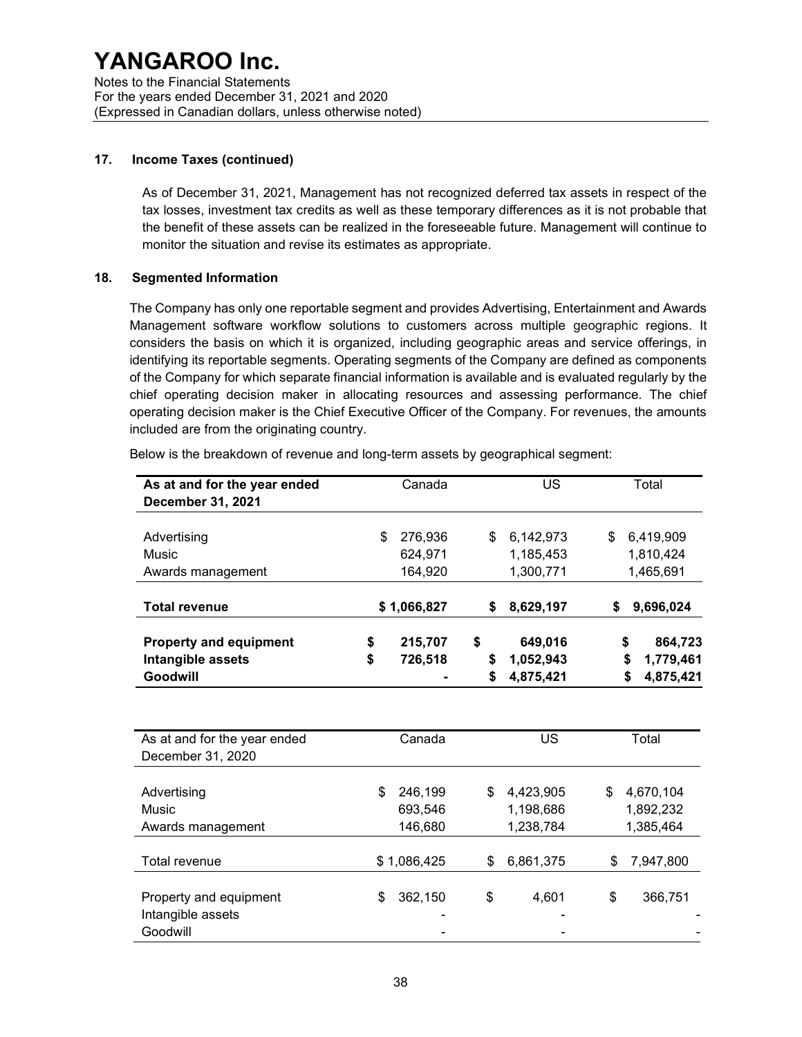## 17. Income Taxes (continued)

As of December 31, 2021, Management has not recognized deferred tax assets in respect of the tax losses, investment tax credits as well as these temporary differences as it is not probable that the benefit of these assets can be realized in the foreseeable future. Management will continue to monitor the situation and revise its estimates as appropriate.

## 18. Segmented Information

The Company has only one reportable segment and provides Advertising, Entertainment and Awards Management software workflow solutions to customers across multiple geographic regions. It considers the basis on which it is organized, including geographic areas and service offerings, in identifying its reportable segments. Operating segments of the Company are defined as components of the Company for which separate financial information is available and is evaluated regularly by the chief operating decision maker in allocating resources and assessing performance. The chief operating decision maker is the Chief Executive Officer of the Company. For revenues, the amounts included are from the originating country.

Below is the breakdown of revenue and long-term assets by geographical segment:

| **As at and for the year ended December 31, 2021** | Canada | US | Total |
|---|---|---|---|
| Advertising | $ 276,936 | $ 6,142,973 | $ 6,419,909 |
| Music | 624,971 | 1,185,453 | 1,810,424 |
| Awards management | 164,920 | 1,300,771 | 1,465,691 |
| **Total revenue** | **$ 1,066,827** | **$ 8,629,197** | **$ 9,696,024** |
| **Property and equipment** | **$ 215,707** | **$ 649,016** | **$ 864,723** |
| **Intangible assets** | **$ 726,518** | **$ 1,052,943** | **$ 1,779,461** |
| **Goodwill** | **-** | **$ 4,875,421** | **$ 4,875,421** |

| As at and for the year ended December 31, 2020 | Canada | US | Total |
|---|---|---|---|
| Advertising | $ 246,199 | $ 4,423,905 | $ 4,670,104 |
| Music | 693,546 | 1,198,686 | 1,892,232 |
| Awards management | 146,680 | 1,238,784 | 1,385,464 |
| Total revenue | $ 1,086,425 | $ 6,861,375 | $ 7,947,800 |
| Property and equipment | $ 362,150 | $ 4,601 | $ 366,751 |
| Intangible assets | - | - | - |
| Goodwill | - | - | - |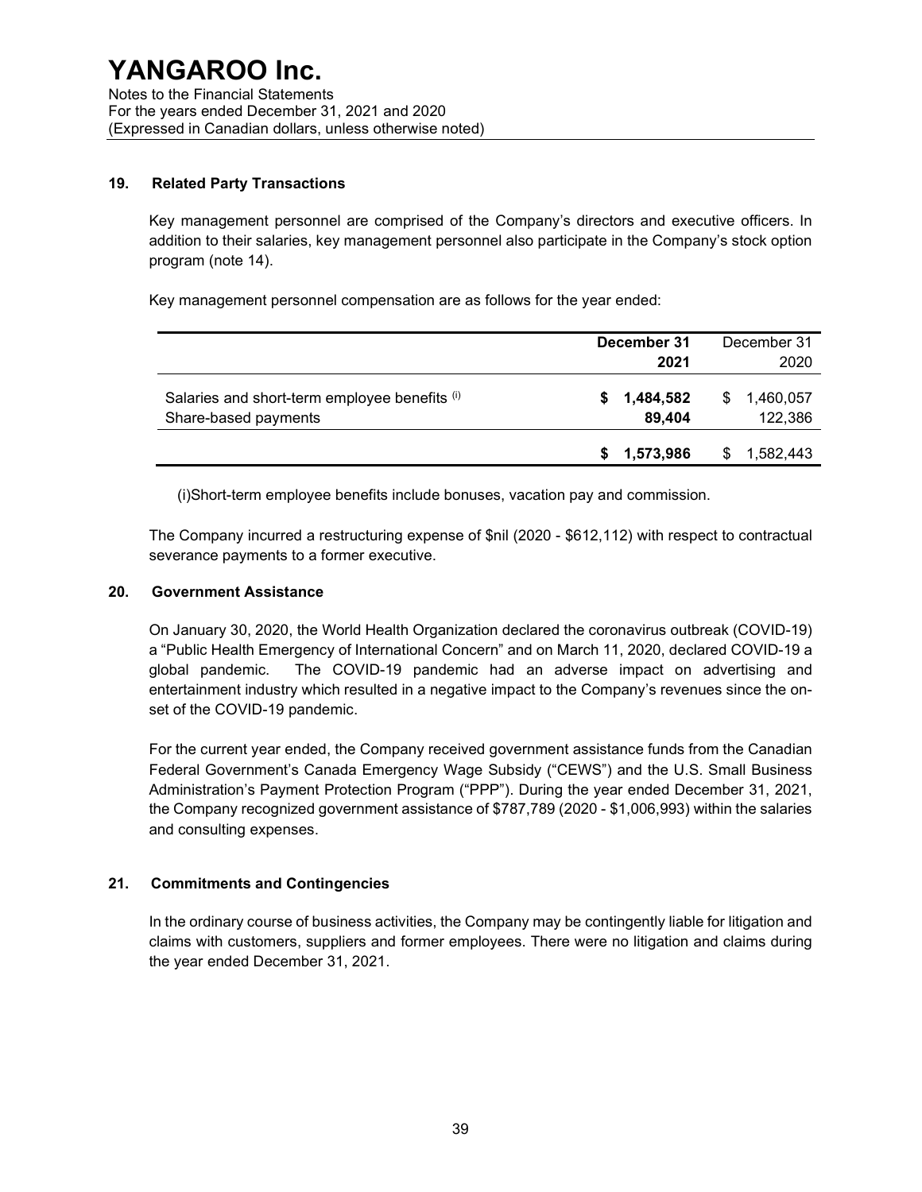# YANGAROO Inc.

Notes to the Financial Statements
For the years ended December 31, 2021 and 2020
(Expressed in Canadian dollars, unless otherwise noted)

## 19. Related Party Transactions

Key management personnel are comprised of the Company's directors and executive officers. In addition to their salaries, key management personnel also participate in the Company's stock option program (note 14).

Key management personnel compensation are as follows for the year ended:

| | **December 31 2021** | December 31 2020 |
|---|---|---|
| Salaries and short-term employee benefits [(i)] | **$ 1,484,582** | $ 1,460,057 |
| Share-based payments | **89,404** | 122,386 |
| | **$ 1,573,986** | $ 1,582,443 |

(i)Short-term employee benefits include bonuses, vacation pay and commission.

The Company incurred a restructuring expense of $nil (2020 - $612,112) with respect to contractual severance payments to a former executive.

## 20. Government Assistance

On January 30, 2020, the World Health Organization declared the coronavirus outbreak (COVID-19) a "Public Health Emergency of International Concern" and on March 11, 2020, declared COVID-19 a global pandemic. The COVID-19 pandemic had an adverse impact on advertising and entertainment industry which resulted in a negative impact to the Company's revenues since the on-set of the COVID-19 pandemic.

For the current year ended, the Company received government assistance funds from the Canadian Federal Government's Canada Emergency Wage Subsidy ("CEWS") and the U.S. Small Business Administration's Payment Protection Program ("PPP"). During the year ended December 31, 2021, the Company recognized government assistance of $787,789 (2020 - $1,006,993) within the salaries and consulting expenses.

## 21. Commitments and Contingencies

In the ordinary course of business activities, the Company may be contingently liable for litigation and claims with customers, suppliers and former employees. There were no litigation and claims during the year ended December 31, 2021.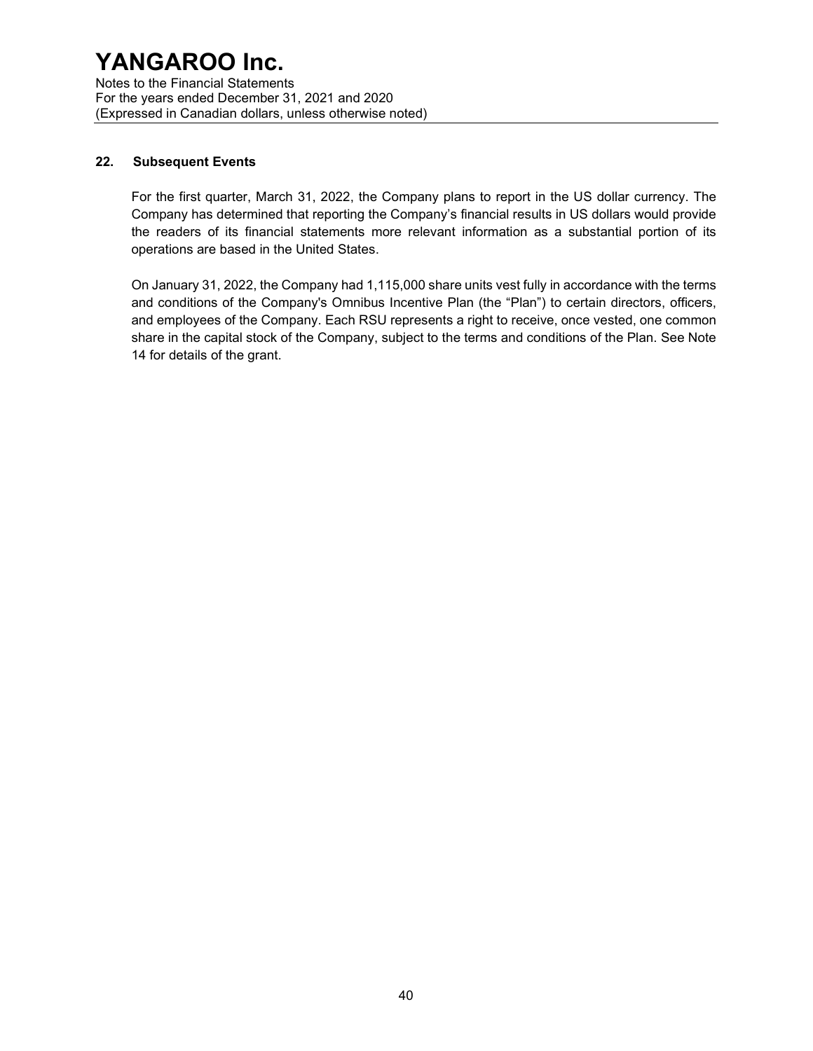## 22. Subsequent Events

For the first quarter, March 31, 2022, the Company plans to report in the US dollar currency. The Company has determined that reporting the Company's financial results in US dollars would provide the readers of its financial statements more relevant information as a substantial portion of its operations are based in the United States.

On January 31, 2022, the Company had 1,115,000 share units vest fully in accordance with the terms and conditions of the Company's Omnibus Incentive Plan (the "Plan") to certain directors, officers, and employees of the Company. Each RSU represents a right to receive, once vested, one common share in the capital stock of the Company, subject to the terms and conditions of the Plan. See Note 14 for details of the grant.